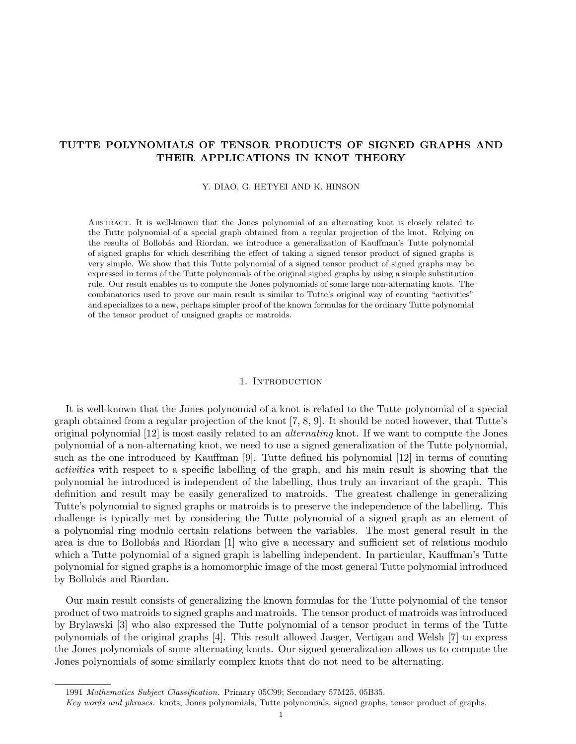# TUTTE POLYNOMIALS OF TENSOR PRODUCTS OF SIGNED GRAPHS AND THEIR APPLICATIONS IN KNOT THEORY

Y. DIAO, G. HETYEI AND K. HINSON

Abstract. It is well-known that the Jones polynomial of an alternating knot is closely related to the Tutte polynomial of a special graph obtained from a regular projection of the knot. Relying on the results of Bollobás and Riordan, we introduce a generalization of Kauffman's Tutte polynomial of signed graphs for which describing the effect of taking a signed tensor product of signed graphs is very simple. We show that this Tutte polynomial of a signed tensor product of signed graphs may be expressed in terms of the Tutte polynomials of the original signed graphs by using a simple substitution rule. Our result enables us to compute the Jones polynomials of some large non-alternating knots. The combinatorics used to prove our main result is similar to Tutte's original way of counting "activities" and specializes to a new, perhaps simpler proof of the known formulas for the ordinary Tutte polynomial of the tensor product of unsigned graphs or matroids.

## 1. Introduction

It is well-known that the Jones polynomial of a knot is related to the Tutte polynomial of a special graph obtained from a regular projection of the knot [7, 8, 9]. It should be noted however, that Tutte's original polynomial [12] is most easily related to an *alternating* knot. If we want to compute the Jones polynomial of a non-alternating knot, we need to use a signed generalization of the Tutte polynomial, such as the one introduced by Kauffman [9]. Tutte defined his polynomial [12] in terms of counting *activities* with respect to a specific labelling of the graph, and his main result is showing that the polynomial he introduced is independent of the labelling, thus truly an invariant of the graph. This definition and result may be easily generalized to matroids. The greatest challenge in generalizing Tutte's polynomial to signed graphs or matroids is to preserve the independence of the labelling. This challenge is typically met by considering the Tutte polynomial of a signed graph as an element of a polynomial ring modulo certain relations between the variables. The most general result in the area is due to Bollobás and Riordan [1] who give a necessary and sufficient set of relations modulo which a Tutte polynomial of a signed graph is labelling independent. In particular, Kauffman's Tutte polynomial for signed graphs is a homomorphic image of the most general Tutte polynomial introduced by Bollobás and Riordan.

Our main result consists of generalizing the known formulas for the Tutte polynomial of the tensor product of two matroids to signed graphs and matroids. The tensor product of matroids was introduced by Brylawski [3] who also expressed the Tutte polynomial of a tensor product in terms of the Tutte polynomials of the original graphs [4]. This result allowed Jaeger, Vertigan and Welsh [7] to express the Jones polynomials of some alternating knots. Our signed generalization allows us to compute the Jones polynomials of some similarly complex knots that do not need to be alternating.

---

1991 *Mathematics Subject Classification.* Primary 05C99; Secondary 57M25, 05B35.

*Key words and phrases.* knots, Jones polynomials, Tutte polynomials, signed graphs, tensor product of graphs.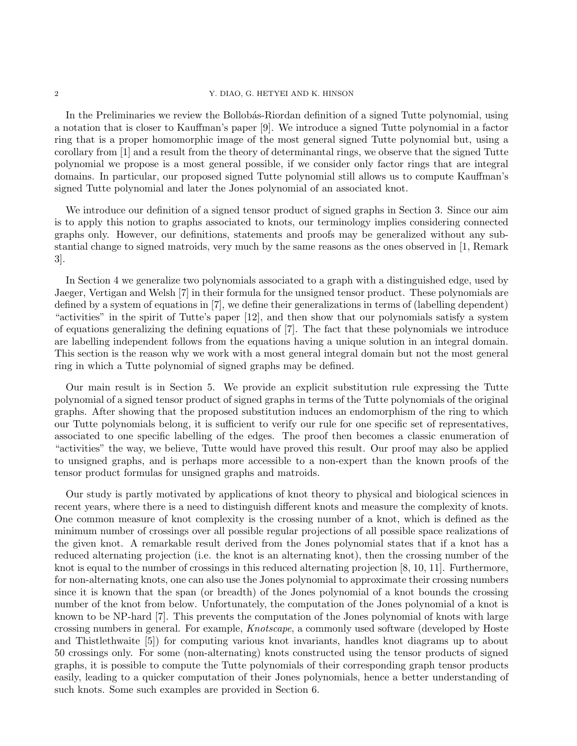In the Preliminaries we review the Bollobás-Riordan definition of a signed Tutte polynomial, using a notation that is closer to Kauffman's paper [9]. We introduce a signed Tutte polynomial in a factor ring that is a proper homomorphic image of the most general signed Tutte polynomial but, using a corollary from [1] and a result from the theory of determinantal rings, we observe that the signed Tutte polynomial we propose is a most general possible, if we consider only factor rings that are integral domains. In particular, our proposed signed Tutte polynomial still allows us to compute Kauffman's signed Tutte polynomial and later the Jones polynomial of an associated knot.

We introduce our definition of a signed tensor product of signed graphs in Section 3. Since our aim is to apply this notion to graphs associated to knots, our terminology implies considering connected graphs only. However, our definitions, statements and proofs may be generalized without any substantial change to signed matroids, very much by the same reasons as the ones observed in [1, Remark 3].

In Section 4 we generalize two polynomials associated to a graph with a distinguished edge, used by Jaeger, Vertigan and Welsh [7] in their formula for the unsigned tensor product. These polynomials are defined by a system of equations in [7], we define their generalizations in terms of (labelling dependent) "activities" in the spirit of Tutte's paper [12], and then show that our polynomials satisfy a system of equations generalizing the defining equations of [7]. The fact that these polynomials we introduce are labelling independent follows from the equations having a unique solution in an integral domain. This section is the reason why we work with a most general integral domain but not the most general ring in which a Tutte polynomial of signed graphs may be defined.

Our main result is in Section 5. We provide an explicit substitution rule expressing the Tutte polynomial of a signed tensor product of signed graphs in terms of the Tutte polynomials of the original graphs. After showing that the proposed substitution induces an endomorphism of the ring to which our Tutte polynomials belong, it is sufficient to verify our rule for one specific set of representatives, associated to one specific labelling of the edges. The proof then becomes a classic enumeration of "activities" the way, we believe, Tutte would have proved this result. Our proof may also be applied to unsigned graphs, and is perhaps more accessible to a non-expert than the known proofs of the tensor product formulas for unsigned graphs and matroids.

Our study is partly motivated by applications of knot theory to physical and biological sciences in recent years, where there is a need to distinguish different knots and measure the complexity of knots. One common measure of knot complexity is the crossing number of a knot, which is defined as the minimum number of crossings over all possible regular projections of all possible space realizations of the given knot. A remarkable result derived from the Jones polynomial states that if a knot has a reduced alternating projection (i.e. the knot is an alternating knot), then the crossing number of the knot is equal to the number of crossings in this reduced alternating projection [8, 10, 11]. Furthermore, for non-alternating knots, one can also use the Jones polynomial to approximate their crossing numbers since it is known that the span (or breadth) of the Jones polynomial of a knot bounds the crossing number of the knot from below. Unfortunately, the computation of the Jones polynomial of a knot is known to be NP-hard [7]. This prevents the computation of the Jones polynomial of knots with large crossing numbers in general. For example, *Knotscape*, a commonly used software (developed by Hoste and Thistlethwaite [5]) for computing various knot invariants, handles knot diagrams up to about 50 crossings only. For some (non-alternating) knots constructed using the tensor products of signed graphs, it is possible to compute the Tutte polynomials of their corresponding graph tensor products easily, leading to a quicker computation of their Jones polynomials, hence a better understanding of such knots. Some such examples are provided in Section 6.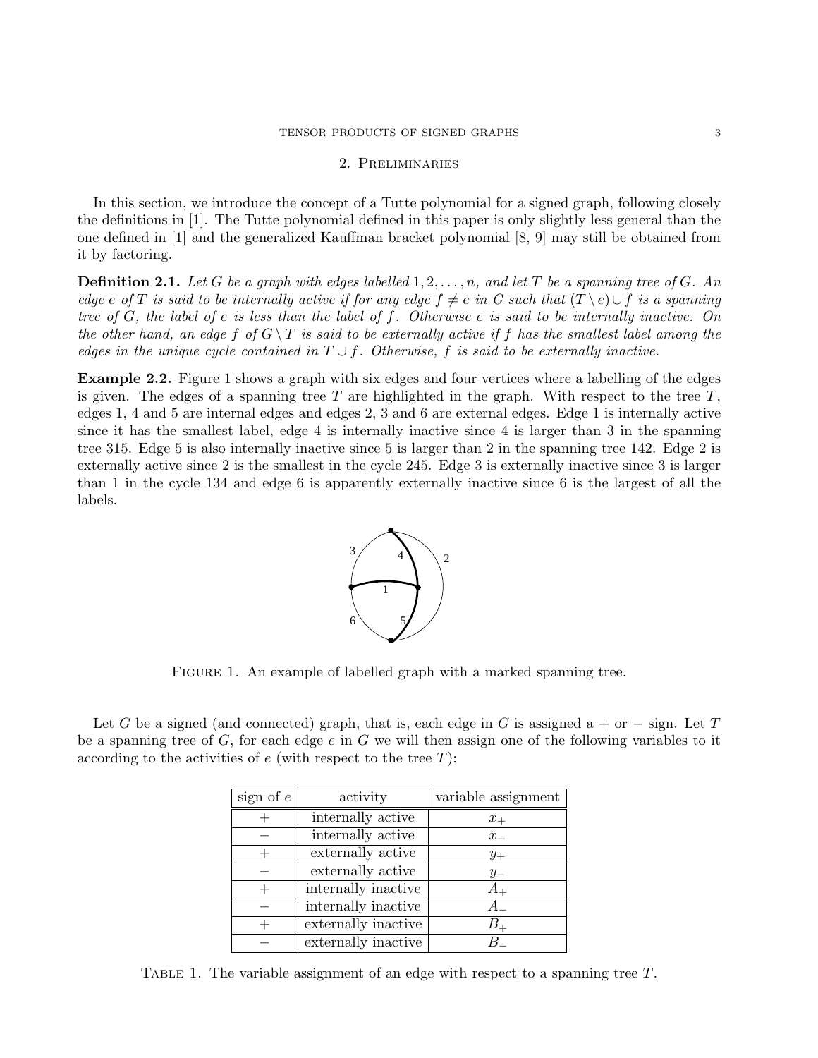## 2. Preliminaries

In this section, we introduce the concept of a Tutte polynomial for a signed graph, following closely the definitions in [1]. The Tutte polynomial defined in this paper is only slightly less general than the one defined in [1] and the generalized Kauffman bracket polynomial [8, 9] may still be obtained from it by factoring.

**Definition 2.1.** *Let $G$ be a graph with edges labelled $1, 2, \dots, n$, and let $T$ be a spanning tree of $G$. An edge $e$ of $T$ is said to be internally active if for any edge $f \neq e$ in $G$ such that $(T \setminus e) \cup f$ is a spanning tree of $G$, the label of $e$ is less than the label of $f$. Otherwise $e$ is said to be internally inactive. On the other hand, an edge $f$ of $G \setminus T$ is said to be externally active if $f$ has the smallest label among the edges in the unique cycle contained in $T \cup f$. Otherwise, $f$ is said to be externally inactive.*

**Example 2.2.** Figure 1 shows a graph with six edges and four vertices where a labelling of the edges is given. The edges of a spanning tree $T$ are highlighted in the graph. With respect to the tree $T$, edges 1, 4 and 5 are internal edges and edges 2, 3 and 6 are external edges. Edge 1 is internally active since it has the smallest label, edge 4 is internally inactive since 4 is larger than 3 in the spanning tree 315. Edge 5 is also internally inactive since 5 is larger than 2 in the spanning tree 142. Edge 2 is externally active since 2 is the smallest in the cycle 245. Edge 3 is externally inactive since 3 is larger than 1 in the cycle 134 and edge 6 is apparently externally inactive since 6 is the largest of all the labels.

Figure 1. An example of labelled graph with a marked spanning tree.

Let $G$ be a signed (and connected) graph, that is, each edge in $G$ is assigned a + or − sign. Let $T$ be a spanning tree of $G$, for each edge $e$ in $G$ we will then assign one of the following variables to it according to the activities of $e$ (with respect to the tree $T$):

| sign of $e$ | activity | variable assignment |
|---|---|---|
| $+$ | internally active | $x_+$ |
| $-$ | internally active | $x_-$ |
| $+$ | externally active | $y_+$ |
| $-$ | externally active | $y_-$ |
| $+$ | internally inactive | $A_+$ |
| $-$ | internally inactive | $A_-$ |
| $+$ | externally inactive | $B_+$ |
| $-$ | externally inactive | $B_-$ |

Table 1. The variable assignment of an edge with respect to a spanning tree $T$.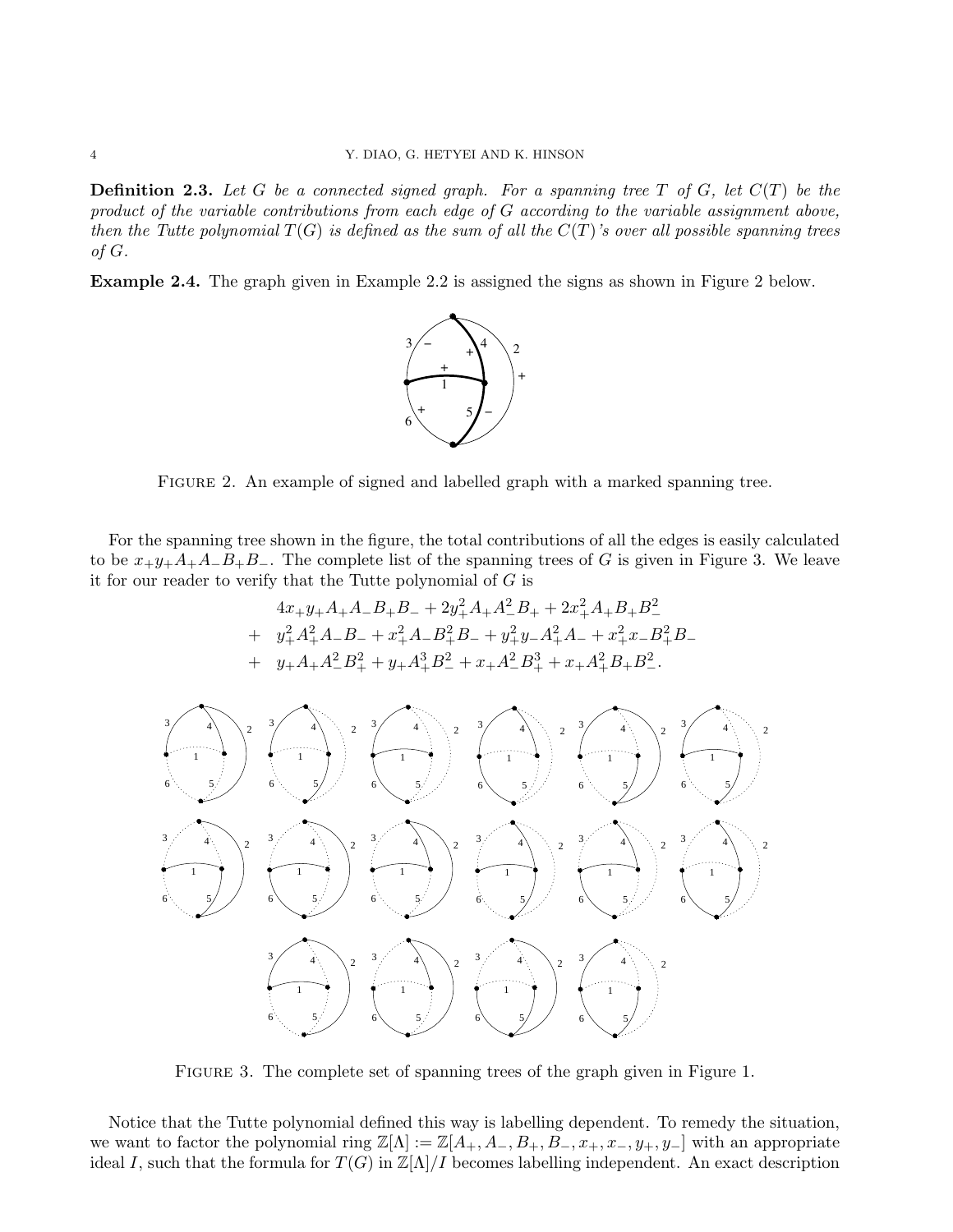**Definition 2.3.** *Let $G$ be a connected signed graph. For a spanning tree $T$ of $G$, let $C(T)$ be the product of the variable contributions from each edge of $G$ according to the variable assignment above, then the Tutte polynomial $T(G)$ is defined as the sum of all the $C(T)$'s over all possible spanning trees of $G$.*

**Example 2.4.** The graph given in Example 2.2 is assigned the signs as shown in Figure 2 below.

Figure 2. An example of signed and labelled graph with a marked spanning tree.

For the spanning tree shown in the figure, the total contributions of all the edges is easily calculated to be $x_+y_+A_+A_-B_+B_-$. The complete list of the spanning trees of $G$ is given in Figure 3. We leave it for our reader to verify that the Tutte polynomial of $G$ is

$$
\begin{aligned}
& 4x_+y_+A_+A_-B_+B_- + 2y_+^2A_+A_-^2B_+ + 2x_+^2A_+B_+B_-^2 \\
+ \quad & y_+^2A_+^2A_-B_- + x_+^2A_-B_+^2B_- + y_+^2y_-A_+^2A_- + x_+^2x_-B_+^2B_- \\
+ \quad & y_+A_+A_-^2B_+^2 + y_+A_+^3B_-^2 + x_+A_-^2B_+^3 + x_+A_+^2B_+B_-^2.
\end{aligned}
$$

Figure 3. The complete set of spanning trees of the graph given in Figure 1.

Notice that the Tutte polynomial defined this way is labelling dependent. To remedy the situation, we want to factor the polynomial ring $\mathbb{Z}[\Lambda] := \mathbb{Z}[A_+, A_-, B_+, B_-, x_+, x_-, y_+, y_-]$ with an appropriate ideal $I$, such that the formula for $T(G)$ in $\mathbb{Z}[\Lambda]/I$ becomes labelling independent. An exact description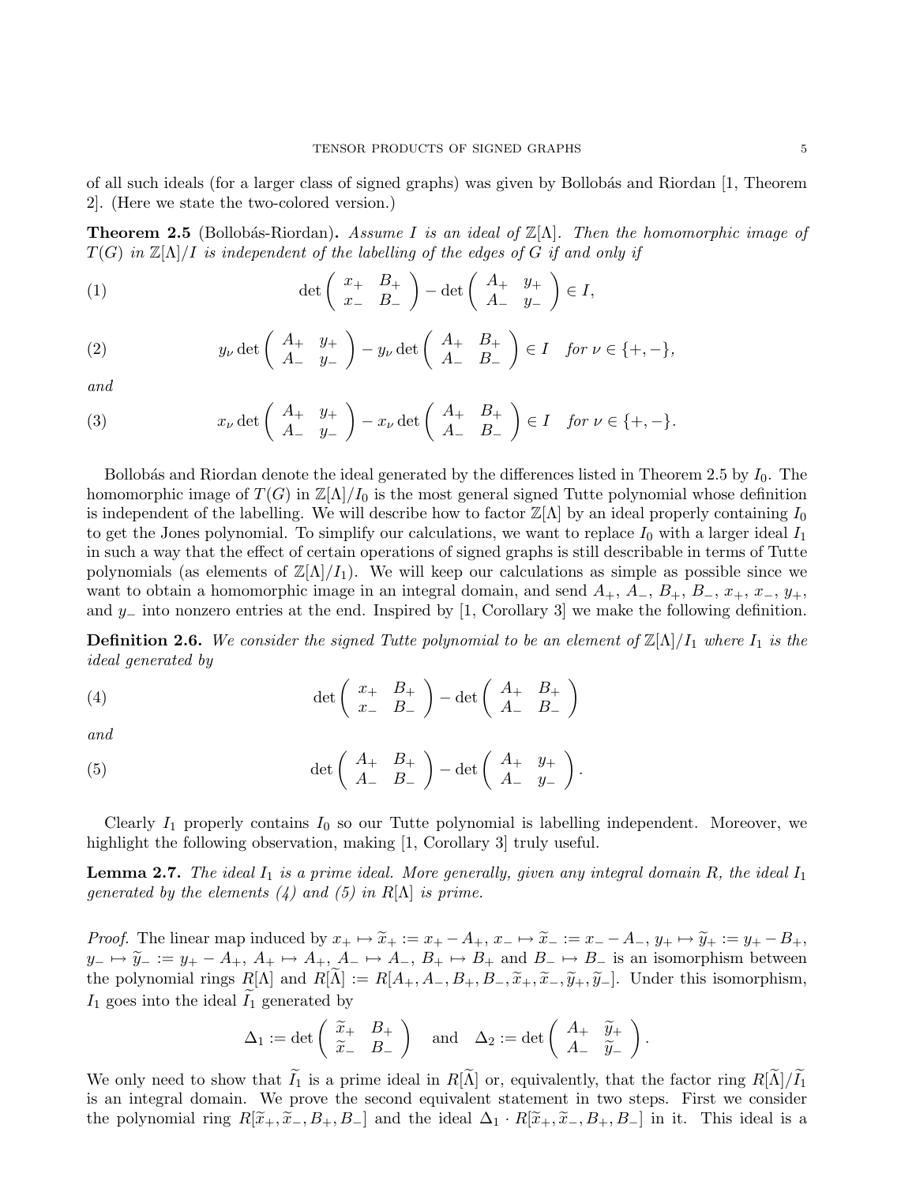of all such ideals (for a larger class of signed graphs) was given by Bollobás and Riordan [1, Theorem 2]. (Here we state the two-colored version.)

**Theorem 2.5** (Bollobás-Riordan)**.** *Assume $I$ is an ideal of $\mathbb{Z}[\Lambda]$. Then the homomorphic image of $T(G)$ in $\mathbb{Z}[\Lambda]/I$ is independent of the labelling of the edges of $G$ if and only if*

$$\det\begin{pmatrix} x_+ & B_+ \\ x_- & B_- \end{pmatrix} - \det\begin{pmatrix} A_+ & y_+ \\ A_- & y_- \end{pmatrix} \in I, \tag{1}$$

$$y_\nu \det\begin{pmatrix} A_+ & y_+ \\ A_- & y_- \end{pmatrix} - y_\nu \det\begin{pmatrix} A_+ & B_+ \\ A_- & B_- \end{pmatrix} \in I \quad \text{for } \nu \in \{+,-\}, \tag{2}$$

*and*

$$x_\nu \det\begin{pmatrix} A_+ & y_+ \\ A_- & y_- \end{pmatrix} - x_\nu \det\begin{pmatrix} A_+ & B_+ \\ A_- & B_- \end{pmatrix} \in I \quad \text{for } \nu \in \{+,-\}. \tag{3}$$

Bollobás and Riordan denote the ideal generated by the differences listed in Theorem 2.5 by $I_0$. The homomorphic image of $T(G)$ in $\mathbb{Z}[\Lambda]/I_0$ is the most general signed Tutte polynomial whose definition is independent of the labelling. We will describe how to factor $\mathbb{Z}[\Lambda]$ by an ideal properly containing $I_0$ to get the Jones polynomial. To simplify our calculations, we want to replace $I_0$ with a larger ideal $I_1$ in such a way that the effect of certain operations of signed graphs is still describable in terms of Tutte polynomials (as elements of $\mathbb{Z}[\Lambda]/I_1$). We will keep our calculations as simple as possible since we want to obtain a homomorphic image in an integral domain, and send $A_+$, $A_-$, $B_+$, $B_-$, $x_+$, $x_-$, $y_+$, and $y_-$ into nonzero entries at the end. Inspired by [1, Corollary 3] we make the following definition.

**Definition 2.6.** *We consider the signed Tutte polynomial to be an element of $\mathbb{Z}[\Lambda]/I_1$ where $I_1$ is the ideal generated by*

$$\det\begin{pmatrix} x_+ & B_+ \\ x_- & B_- \end{pmatrix} - \det\begin{pmatrix} A_+ & B_+ \\ A_- & B_- \end{pmatrix} \tag{4}$$

*and*

$$\det\begin{pmatrix} A_+ & B_+ \\ A_- & B_- \end{pmatrix} - \det\begin{pmatrix} A_+ & y_+ \\ A_- & y_- \end{pmatrix}. \tag{5}$$

Clearly $I_1$ properly contains $I_0$ so our Tutte polynomial is labelling independent. Moreover, we highlight the following observation, making [1, Corollary 3] truly useful.

**Lemma 2.7.** *The ideal $I_1$ is a prime ideal. More generally, given any integral domain $R$, the ideal $I_1$ generated by the elements (4) and (5) in $R[\Lambda]$ is prime.*

*Proof.* The linear map induced by $x_+ \mapsto \widetilde{x}_+ := x_+ - A_+$, $x_- \mapsto \widetilde{x}_- := x_- - A_-$, $y_+ \mapsto \widetilde{y}_+ := y_+ - B_+$, $y_- \mapsto \widetilde{y}_- := y_+ - A_+$, $A_+ \mapsto A_+$, $A_- \mapsto A_-$, $B_+ \mapsto B_+$ and $B_- \mapsto B_-$ is an isomorphism between the polynomial rings $R[\Lambda]$ and $R[\widetilde{\Lambda}] := R[A_+, A_-, B_+, B_-, \widetilde{x}_+, \widetilde{x}_-, \widetilde{y}_+, \widetilde{y}_-]$. Under this isomorphism, $I_1$ goes into the ideal $\widetilde{I_1}$ generated by

$$\Delta_1 := \det\begin{pmatrix} \widetilde{x}_+ & B_+ \\ \widetilde{x}_- & B_- \end{pmatrix} \quad \text{and} \quad \Delta_2 := \det\begin{pmatrix} A_+ & \widetilde{y}_+ \\ A_- & \widetilde{y}_- \end{pmatrix}.$$

We only need to show that $\widetilde{I_1}$ is a prime ideal in $R[\widetilde{\Lambda}]$ or, equivalently, that the factor ring $R[\widetilde{\Lambda}]/\widetilde{I_1}$ is an integral domain. We prove the second equivalent statement in two steps. First we consider the polynomial ring $R[\widetilde{x}_+, \widetilde{x}_-, B_+, B_-]$ and the ideal $\Delta_1 \cdot R[\widetilde{x}_+, \widetilde{x}_-, B_+, B_-]$ in it. This ideal is a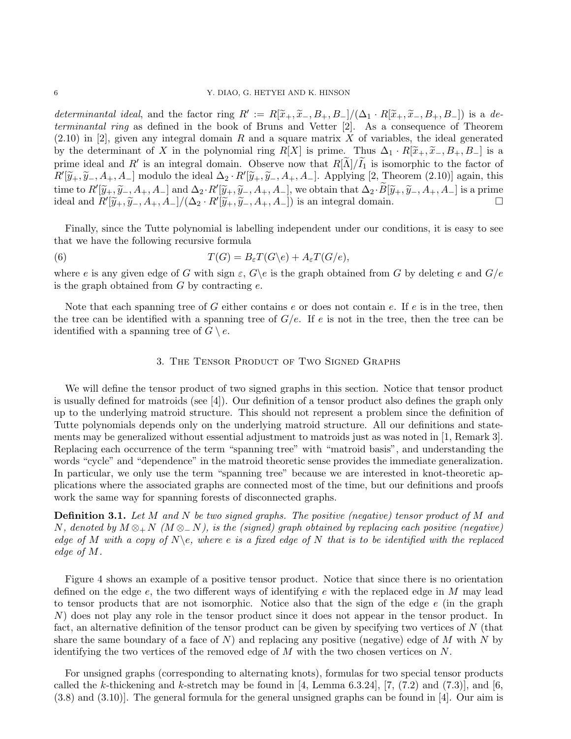*determinantal ideal*, and the factor ring $R' := R[\widetilde{x}_+, \widetilde{x}_-, B_+, B_-]/(\Delta_1 \cdot R[\widetilde{x}_+, \widetilde{x}_-, B_+, B_-])$ is a *determinantal ring* as defined in the book of Bruns and Vetter [2]. As a consequence of Theorem (2.10) in [2], given any integral domain $R$ and a square matrix $X$ of variables, the ideal generated by the determinant of $X$ in the polynomial ring $R[X]$ is prime. Thus $\Delta_1 \cdot R[\widetilde{x}_+, \widetilde{x}_-, B_+, B_-]$ is a prime ideal and $R'$ is an integral domain. Observe now that $R[\widetilde{\Lambda}]/\widetilde{I}_1$ is isomorphic to the factor of $R'[\widetilde{y}_+, \widetilde{y}_-, A_+, A_-]$ modulo the ideal $\Delta_2 \cdot R'[\widetilde{y}_+, \widetilde{y}_-, A_+, A_-]$. Applying [2, Theorem (2.10)] again, this time to $R'[\widetilde{y}_+, \widetilde{y}_-, A_+, A_-]$ and $\Delta_2 \cdot R'[\widetilde{y}_+, \widetilde{y}_-, A_+, A_-]$, we obtain that $\Delta_2 \cdot \widetilde{B}[\widetilde{y}_+, \widetilde{y}_-, A_+, A_-]$ is a prime ideal and $R'[\widetilde{y}_+, \widetilde{y}_-, A_+, A_-]/(\Delta_2 \cdot R'[\widetilde{y}_+, \widetilde{y}_-, A_+, A_-])$ is an integral domain. □

Finally, since the Tutte polynomial is labelling independent under our conditions, it is easy to see that we have the following recursive formula

$$T(G) = B_\varepsilon T(G \backslash e) + A_\varepsilon T(G/e), \tag{6}$$

where $e$ is any given edge of $G$ with sign $\varepsilon$, $G \backslash e$ is the graph obtained from $G$ by deleting $e$ and $G/e$ is the graph obtained from $G$ by contracting $e$.

Note that each spanning tree of $G$ either contains $e$ or does not contain $e$. If $e$ is in the tree, then the tree can be identified with a spanning tree of $G/e$. If $e$ is not in the tree, then the tree can be identified with a spanning tree of $G \setminus e$.

## 3. The Tensor Product of Two Signed Graphs

We will define the tensor product of two signed graphs in this section. Notice that tensor product is usually defined for matroids (see [4]). Our definition of a tensor product also defines the graph only up to the underlying matroid structure. This should not represent a problem since the definition of Tutte polynomials depends only on the underlying matroid structure. All our definitions and statements may be generalized without essential adjustment to matroids just as was noted in [1, Remark 3]. Replacing each occurrence of the term "spanning tree" with "matroid basis", and understanding the words "cycle" and "dependence" in the matroid theoretic sense provides the immediate generalization. In particular, we only use the term "spanning tree" because we are interested in knot-theoretic applications where the associated graphs are connected most of the time, but our definitions and proofs work the same way for spanning forests of disconnected graphs.

**Definition 3.1.** *Let $M$ and $N$ be two signed graphs. The positive (negative) tensor product of $M$ and $N$, denoted by $M \otimes_+ N$ ($M \otimes_- N$), is the (signed) graph obtained by replacing each positive (negative) edge of $M$ with a copy of $N \backslash e$, where $e$ is a fixed edge of $N$ that is to be identified with the replaced edge of $M$.*

Figure 4 shows an example of a positive tensor product. Notice that since there is no orientation defined on the edge $e$, the two different ways of identifying $e$ with the replaced edge in $M$ may lead to tensor products that are not isomorphic. Notice also that the sign of the edge $e$ (in the graph $N$) does not play any role in the tensor product since it does not appear in the tensor product. In fact, an alternative definition of the tensor product can be given by specifying two vertices of $N$ (that share the same boundary of a face of $N$) and replacing any positive (negative) edge of $M$ with $N$ by identifying the two vertices of the removed edge of $M$ with the two chosen vertices on $N$.

For unsigned graphs (corresponding to alternating knots), formulas for two special tensor products called the $k$-thickening and $k$-stretch may be found in [4, Lemma 6.3.24], [7, (7.2) and (7.3)], and [6, (3.8) and (3.10)]. The general formula for the general unsigned graphs can be found in [4]. Our aim is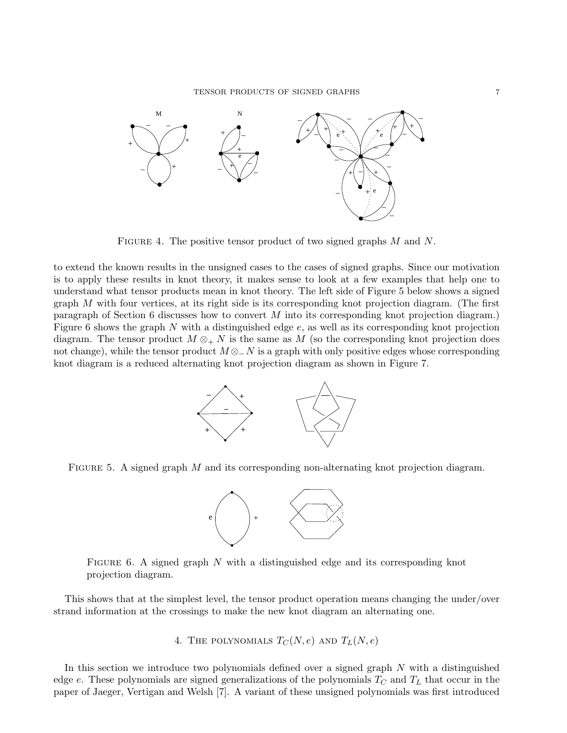FIGURE 4. The positive tensor product of two signed graphs $M$ and $N$.

to extend the known results in the unsigned cases to the cases of signed graphs. Since our motivation is to apply these results in knot theory, it makes sense to look at a few examples that help one to understand what tensor products mean in knot theory. The left side of Figure 5 below shows a signed graph $M$ with four vertices, at its right side is its corresponding knot projection diagram. (The first paragraph of Section 6 discusses how to convert $M$ into its corresponding knot projection diagram.) Figure 6 shows the graph $N$ with a distinguished edge $e$, as well as its corresponding knot projection diagram. The tensor product $M \otimes_+ N$ is the same as $M$ (so the corresponding knot projection does not change), while the tensor product $M \otimes_- N$ is a graph with only positive edges whose corresponding knot diagram is a reduced alternating knot projection diagram as shown in Figure 7.

FIGURE 5. A signed graph $M$ and its corresponding non-alternating knot projection diagram.

FIGURE 6. A signed graph $N$ with a distinguished edge and its corresponding knot projection diagram.

This shows that at the simplest level, the tensor product operation means changing the under/over strand information at the crossings to make the new knot diagram an alternating one.

## 4. The polynomials $T_C(N, e)$ and $T_L(N, e)$

In this section we introduce two polynomials defined over a signed graph $N$ with a distinguished edge $e$. These polynomials are signed generalizations of the polynomials $T_C$ and $T_L$ that occur in the paper of Jaeger, Vertigan and Welsh [7]. A variant of these unsigned polynomials was first introduced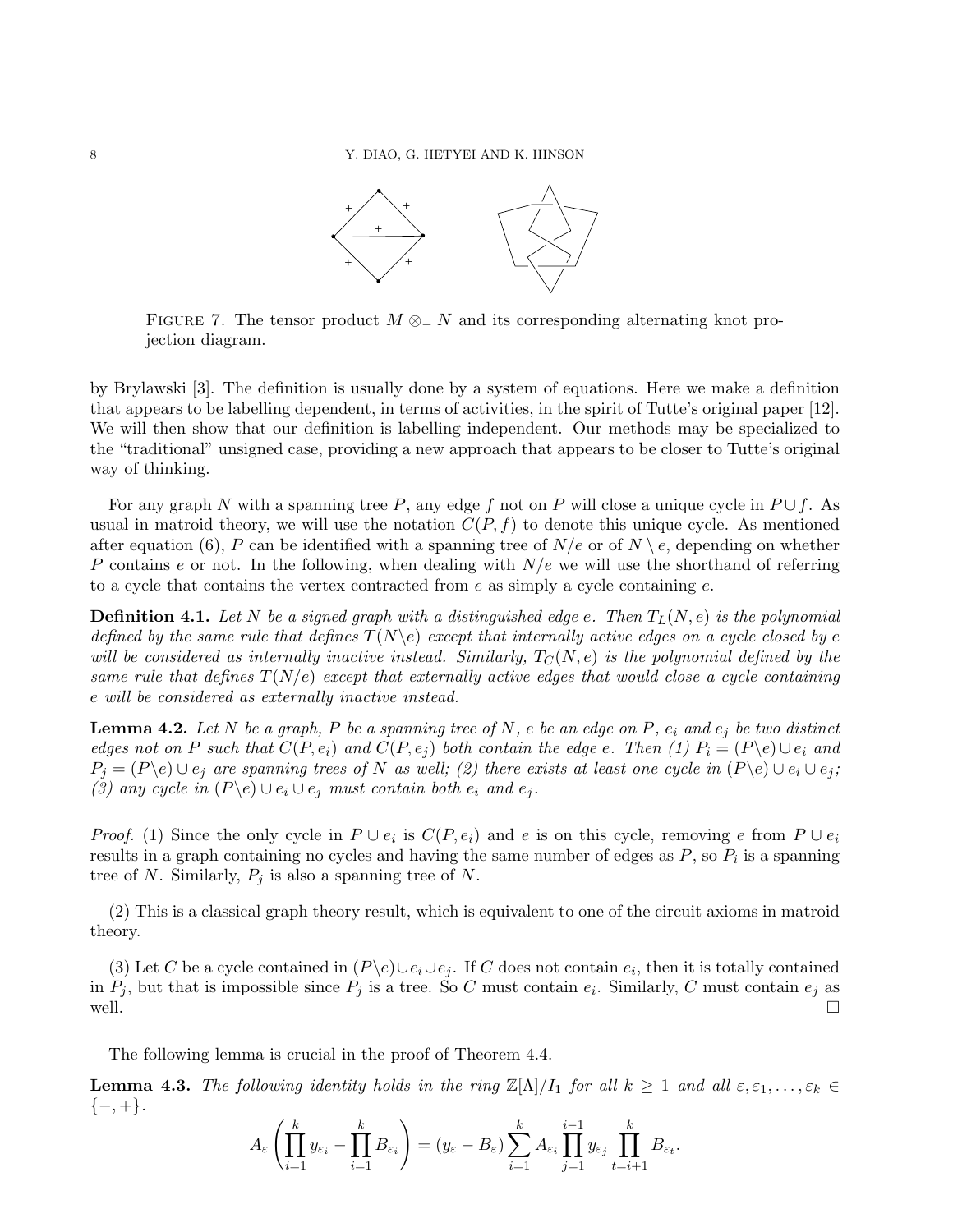FIGURE 7. The tensor product $M \otimes_{-} N$ and its corresponding alternating knot projection diagram.

by Brylawski [3]. The definition is usually done by a system of equations. Here we make a definition that appears to be labelling dependent, in terms of activities, in the spirit of Tutte's original paper [12]. We will then show that our definition is labelling independent. Our methods may be specialized to the "traditional" unsigned case, providing a new approach that appears to be closer to Tutte's original way of thinking.

For any graph $N$ with a spanning tree $P$, any edge $f$ not on $P$ will close a unique cycle in $P \cup f$. As usual in matroid theory, we will use the notation $C(P, f)$ to denote this unique cycle. As mentioned after equation (6), $P$ can be identified with a spanning tree of $N/e$ or of $N \setminus e$, depending on whether $P$ contains $e$ or not. In the following, when dealing with $N/e$ we will use the shorthand of referring to a cycle that contains the vertex contracted from $e$ as simply a cycle containing $e$.

**Definition 4.1.** *Let $N$ be a signed graph with a distinguished edge $e$. Then $T_L(N, e)$ is the polynomial defined by the same rule that defines $T(N\backslash e)$ except that internally active edges on a cycle closed by $e$ will be considered as internally inactive instead. Similarly, $T_C(N, e)$ is the polynomial defined by the same rule that defines $T(N/e)$ except that externally active edges that would close a cycle containing $e$ will be considered as externally inactive instead.*

**Lemma 4.2.** *Let $N$ be a graph, $P$ be a spanning tree of $N$, $e$ be an edge on $P$, $e_i$ and $e_j$ be two distinct edges not on $P$ such that $C(P, e_i)$ and $C(P, e_j)$ both contain the edge $e$. Then (1) $P_i = (P\backslash e) \cup e_i$ and $P_j = (P\backslash e) \cup e_j$ are spanning trees of $N$ as well; (2) there exists at least one cycle in $(P\backslash e) \cup e_i \cup e_j$; (3) any cycle in $(P\backslash e) \cup e_i \cup e_j$ must contain both $e_i$ and $e_j$.*

*Proof.* (1) Since the only cycle in $P \cup e_i$ is $C(P, e_i)$ and $e$ is on this cycle, removing $e$ from $P \cup e_i$ results in a graph containing no cycles and having the same number of edges as $P$, so $P_i$ is a spanning tree of $N$. Similarly, $P_j$ is also a spanning tree of $N$.

(2) This is a classical graph theory result, which is equivalent to one of the circuit axioms in matroid theory.

(3) Let $C$ be a cycle contained in $(P\backslash e) \cup e_i \cup e_j$. If $C$ does not contain $e_i$, then it is totally contained in $P_j$, but that is impossible since $P_j$ is a tree. So $C$ must contain $e_i$. Similarly, $C$ must contain $e_j$ as well. $\square$

The following lemma is crucial in the proof of Theorem 4.4.

**Lemma 4.3.** *The following identity holds in the ring $\mathbb{Z}[\Lambda]/I_1$ for all $k \geq 1$ and all $\varepsilon, \varepsilon_1, \ldots, \varepsilon_k \in \{-, +\}$.*

$$A_\varepsilon \left( \prod_{i=1}^{k} y_{\varepsilon_i} - \prod_{i=1}^{k} B_{\varepsilon_i} \right) = (y_\varepsilon - B_\varepsilon) \sum_{i=1}^{k} A_{\varepsilon_i} \prod_{j=1}^{i-1} y_{\varepsilon_j} \prod_{t=i+1}^{k} B_{\varepsilon_t}.$$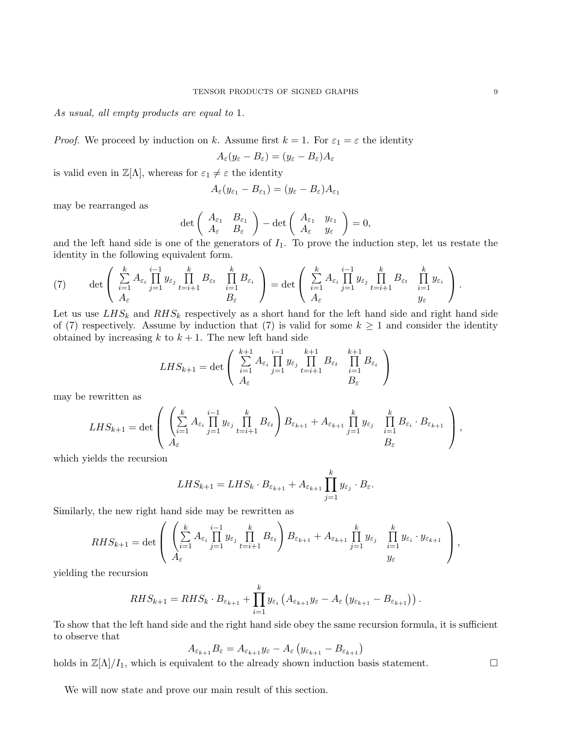*As usual, all empty products are equal to* 1.

*Proof.* We proceed by induction on $k$. Assume first $k = 1$. For $\varepsilon_1 = \varepsilon$ the identity

$$A_\varepsilon(y_\varepsilon - B_\varepsilon) = (y_\varepsilon - B_\varepsilon)A_\varepsilon$$

is valid even in $\mathbb{Z}[\Lambda]$, whereas for $\varepsilon_1 \neq \varepsilon$ the identity

$$A_\varepsilon(y_{\varepsilon_1} - B_{\varepsilon_1}) = (y_\varepsilon - B_\varepsilon)A_{\varepsilon_1}$$

may be rearranged as

$$\det\begin{pmatrix} A_{\varepsilon_1} & B_{\varepsilon_1} \\ A_\varepsilon & B_\varepsilon \end{pmatrix} - \det\begin{pmatrix} A_{\varepsilon_1} & y_{\varepsilon_1} \\ A_\varepsilon & y_\varepsilon \end{pmatrix} = 0,$$

and the left hand side is one of the generators of $I_1$. To prove the induction step, let us restate the identity in the following equivalent form.

$$\det\begin{pmatrix} \sum\limits_{i=1}^{k} A_{\varepsilon_i} \prod\limits_{j=1}^{i-1} y_{\varepsilon_j} \prod\limits_{t=i+1}^{k} B_{\varepsilon_t} & \prod\limits_{i=1}^{k} B_{\varepsilon_i} \\ A_\varepsilon & B_\varepsilon \end{pmatrix} = \det\begin{pmatrix} \sum\limits_{i=1}^{k} A_{\varepsilon_i} \prod\limits_{j=1}^{i-1} y_{\varepsilon_j} \prod\limits_{t=i+1}^{k} B_{\varepsilon_t} & \prod\limits_{i=1}^{k} y_{\varepsilon_i} \\ A_\varepsilon & y_\varepsilon \end{pmatrix}. \tag{7}$$

Let us use $LHS_k$ and $RHS_k$ respectively as a short hand for the left hand side and right hand side of (7) respectively. Assume by induction that (7) is valid for some $k \geq 1$ and consider the identity obtained by increasing $k$ to $k+1$. The new left hand side

$$LHS_{k+1} = \det\begin{pmatrix} \sum\limits_{i=1}^{k+1} A_{\varepsilon_i} \prod\limits_{j=1}^{i-1} y_{\varepsilon_j} \prod\limits_{t=i+1}^{k+1} B_{\varepsilon_t} & \prod\limits_{i=1}^{k+1} B_{\varepsilon_i} \\ A_\varepsilon & B_\varepsilon \end{pmatrix}$$

may be rewritten as

$$LHS_{k+1} = \det\begin{pmatrix} \left(\sum\limits_{i=1}^{k} A_{\varepsilon_i} \prod\limits_{j=1}^{i-1} y_{\varepsilon_j} \prod\limits_{t=i+1}^{k} B_{\varepsilon_t}\right) B_{\varepsilon_{k+1}} + A_{\varepsilon_{k+1}} \prod\limits_{j=1}^{k} y_{\varepsilon_j} & \prod\limits_{i=1}^{k} B_{\varepsilon_i} \cdot B_{\varepsilon_{k+1}} \\ A_\varepsilon & B_\varepsilon \end{pmatrix},$$

which yields the recursion

$$LHS_{k+1} = LHS_k \cdot B_{\varepsilon_{k+1}} + A_{\varepsilon_{k+1}} \prod_{j=1}^{k} y_{\varepsilon_j} \cdot B_\varepsilon.$$

Similarly, the new right hand side may be rewritten as

$$RHS_{k+1} = \det\begin{pmatrix} \left(\sum\limits_{i=1}^{k} A_{\varepsilon_i} \prod\limits_{j=1}^{i-1} y_{\varepsilon_j} \prod\limits_{t=i+1}^{k} B_{\varepsilon_t}\right) B_{\varepsilon_{k+1}} + A_{\varepsilon_{k+1}} \prod\limits_{j=1}^{k} y_{\varepsilon_j} & \prod\limits_{i=1}^{k} y_{\varepsilon_i} \cdot y_{\varepsilon_{k+1}} \\ A_\varepsilon & y_\varepsilon \end{pmatrix},$$

yielding the recursion

$$RHS_{k+1} = RHS_k \cdot B_{\varepsilon_{k+1}} + \prod_{i=1}^{k} y_{\varepsilon_i} \left(A_{\varepsilon_{k+1}} y_\varepsilon - A_\varepsilon\left(y_{\varepsilon_{k+1}} - B_{\varepsilon_{k+1}}\right)\right).$$

To show that the left hand side and the right hand side obey the same recursion formula, it is sufficient to observe that

$$A_{\varepsilon_{k+1}} B_\varepsilon = A_{\varepsilon_{k+1}} y_\varepsilon - A_\varepsilon\left(y_{\varepsilon_{k+1}} - B_{\varepsilon_{k+1}}\right)$$

holds in $\mathbb{Z}[\Lambda]/I_1$, which is equivalent to the already shown induction basis statement. □

We will now state and prove our main result of this section.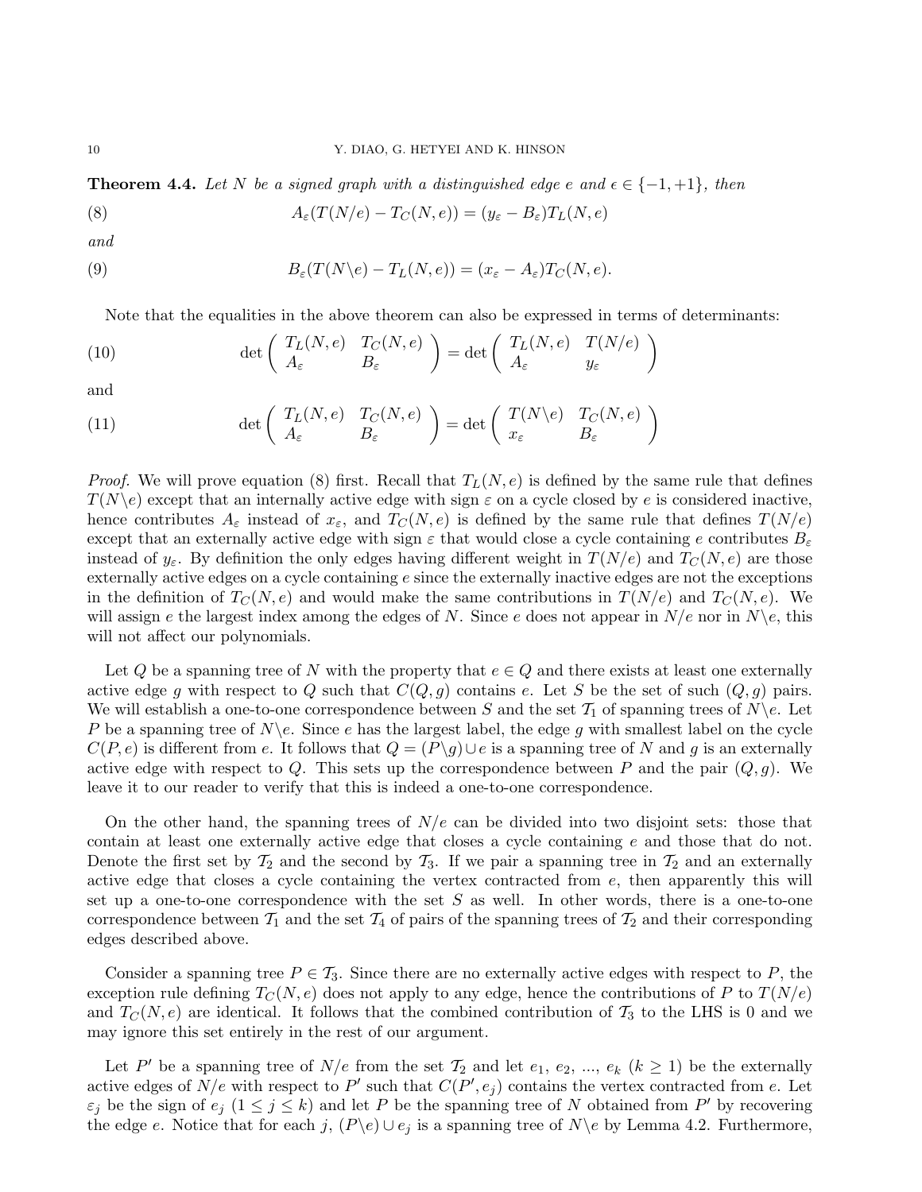**Theorem 4.4.** *Let $N$ be a signed graph with a distinguished edge $e$ and $\epsilon \in \{-1, +1\}$, then*

$$A_\varepsilon(T(N/e) - T_C(N,e)) = (y_\varepsilon - B_\varepsilon)T_L(N,e) \tag{8}$$

*and*

$$B_\varepsilon(T(N\backslash e) - T_L(N,e)) = (x_\varepsilon - A_\varepsilon)T_C(N,e). \tag{9}$$

Note that the equalities in the above theorem can also be expressed in terms of determinants:

$$\det\begin{pmatrix} T_L(N,e) & T_C(N,e) \\ A_\varepsilon & B_\varepsilon \end{pmatrix} = \det\begin{pmatrix} T_L(N,e) & T(N/e) \\ A_\varepsilon & y_\varepsilon \end{pmatrix} \tag{10}$$

and

$$\det\begin{pmatrix} T_L(N,e) & T_C(N,e) \\ A_\varepsilon & B_\varepsilon \end{pmatrix} = \det\begin{pmatrix} T(N\backslash e) & T_C(N,e) \\ x_\varepsilon & B_\varepsilon \end{pmatrix} \tag{11}$$

*Proof.* We will prove equation (8) first. Recall that $T_L(N,e)$ is defined by the same rule that defines $T(N\backslash e)$ except that an internally active edge with sign $\varepsilon$ on a cycle closed by $e$ is considered inactive, hence contributes $A_\varepsilon$ instead of $x_\varepsilon$, and $T_C(N,e)$ is defined by the same rule that defines $T(N/e)$ except that an externally active edge with sign $\varepsilon$ that would close a cycle containing $e$ contributes $B_\varepsilon$ instead of $y_\varepsilon$. By definition the only edges having different weight in $T(N/e)$ and $T_C(N,e)$ are those externally active edges on a cycle containing $e$ since the externally inactive edges are not the exceptions in the definition of $T_C(N,e)$ and would make the same contributions in $T(N/e)$ and $T_C(N,e)$. We will assign $e$ the largest index among the edges of $N$. Since $e$ does not appear in $N/e$ nor in $N\backslash e$, this will not affect our polynomials.

Let $Q$ be a spanning tree of $N$ with the property that $e \in Q$ and there exists at least one externally active edge $g$ with respect to $Q$ such that $C(Q,g)$ contains $e$. Let $S$ be the set of such $(Q,g)$ pairs. We will establish a one-to-one correspondence between $S$ and the set $\mathcal{T}_1$ of spanning trees of $N\backslash e$. Let $P$ be a spanning tree of $N\backslash e$. Since $e$ has the largest label, the edge $g$ with smallest label on the cycle $C(P,e)$ is different from $e$. It follows that $Q = (P\backslash g) \cup e$ is a spanning tree of $N$ and $g$ is an externally active edge with respect to $Q$. This sets up the correspondence between $P$ and the pair $(Q,g)$. We leave it to our reader to verify that this is indeed a one-to-one correspondence.

On the other hand, the spanning trees of $N/e$ can be divided into two disjoint sets: those that contain at least one externally active edge that closes a cycle containing $e$ and those that do not. Denote the first set by $\mathcal{T}_2$ and the second by $\mathcal{T}_3$. If we pair a spanning tree in $\mathcal{T}_2$ and an externally active edge that closes a cycle containing the vertex contracted from $e$, then apparently this will set up a one-to-one correspondence with the set $S$ as well. In other words, there is a one-to-one correspondence between $\mathcal{T}_1$ and the set $\mathcal{T}_4$ of pairs of the spanning trees of $\mathcal{T}_2$ and their corresponding edges described above.

Consider a spanning tree $P \in \mathcal{T}_3$. Since there are no externally active edges with respect to $P$, the exception rule defining $T_C(N,e)$ does not apply to any edge, hence the contributions of $P$ to $T(N/e)$ and $T_C(N,e)$ are identical. It follows that the combined contribution of $\mathcal{T}_3$ to the LHS is 0 and we may ignore this set entirely in the rest of our argument.

Let $P'$ be a spanning tree of $N/e$ from the set $\mathcal{T}_2$ and let $e_1$, $e_2$, ..., $e_k$ ($k \geq 1$) be the externally active edges of $N/e$ with respect to $P'$ such that $C(P', e_j)$ contains the vertex contracted from $e$. Let $\varepsilon_j$ be the sign of $e_j$ ($1 \leq j \leq k$) and let $P$ be the spanning tree of $N$ obtained from $P'$ by recovering the edge $e$. Notice that for each $j$, $(P\backslash e) \cup e_j$ is a spanning tree of $N\backslash e$ by Lemma 4.2. Furthermore,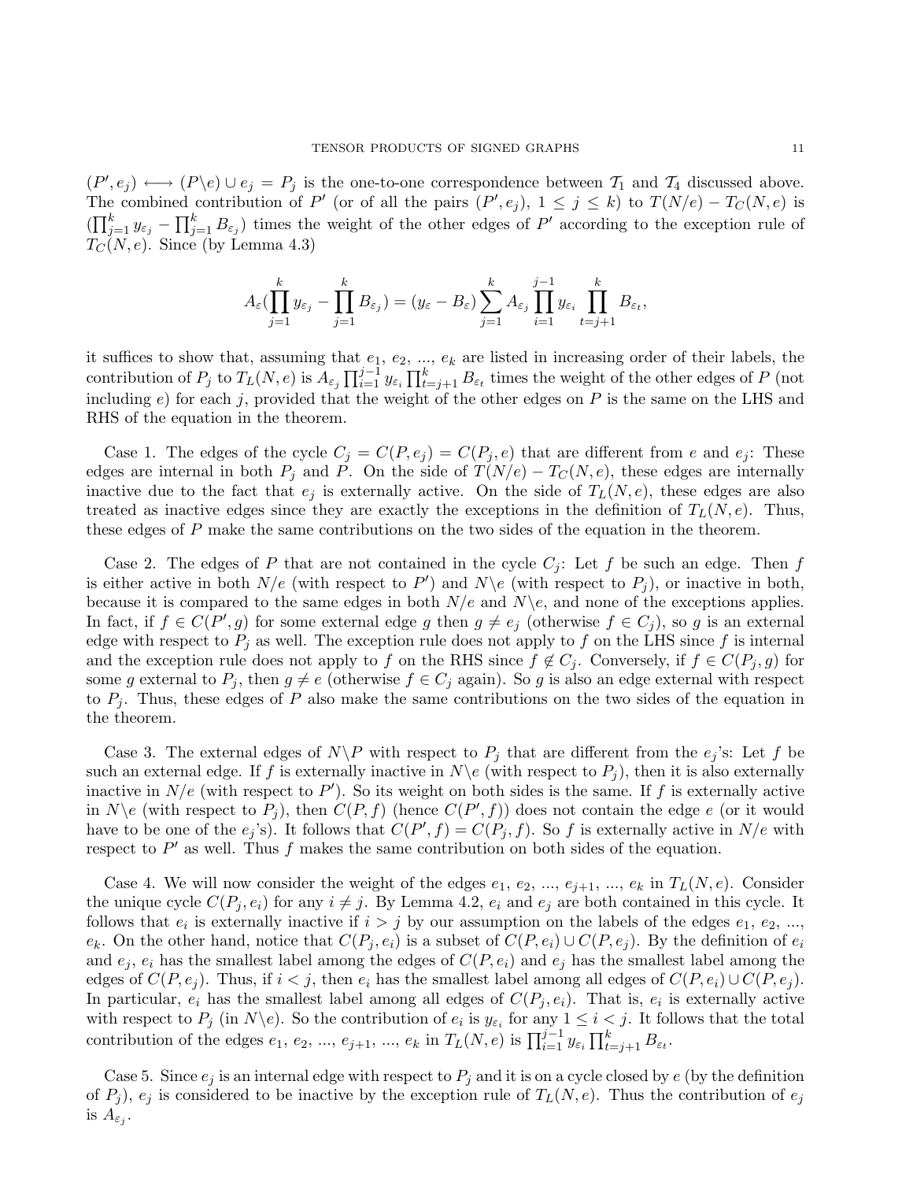$(P', e_j) \longleftrightarrow (P\backslash e) \cup e_j = P_j$ is the one-to-one correspondence between $\mathcal{T}_1$ and $\mathcal{T}_4$ discussed above. The combined contribution of $P'$ (or of all the pairs $(P', e_j)$, $1 \leq j \leq k$) to $T(N/e) - T_C(N, e)$ is $(\prod_{j=1}^{k} y_{\varepsilon_j} - \prod_{j=1}^{k} B_{\varepsilon_j})$ times the weight of the other edges of $P'$ according to the exception rule of $T_C(N, e)$. Since (by Lemma 4.3)

$$A_\varepsilon(\prod_{j=1}^{k} y_{\varepsilon_j} - \prod_{j=1}^{k} B_{\varepsilon_j}) = (y_\varepsilon - B_\varepsilon) \sum_{j=1}^{k} A_{\varepsilon_j} \prod_{i=1}^{j-1} y_{\varepsilon_i} \prod_{t=j+1}^{k} B_{\varepsilon_t},$$

it suffices to show that, assuming that $e_1$, $e_2$, ..., $e_k$ are listed in increasing order of their labels, the contribution of $P_j$ to $T_L(N, e)$ is $A_{\varepsilon_j} \prod_{i=1}^{j-1} y_{\varepsilon_i} \prod_{t=j+1}^{k} B_{\varepsilon_t}$ times the weight of the other edges of $P$ (not including $e$) for each $j$, provided that the weight of the other edges on $P$ is the same on the LHS and RHS of the equation in the theorem.

Case 1. The edges of the cycle $C_j = C(P, e_j) = C(P_j, e)$ that are different from $e$ and $e_j$: These edges are internal in both $P_j$ and $P$. On the side of $T(N/e) - T_C(N, e)$, these edges are internally inactive due to the fact that $e_j$ is externally active. On the side of $T_L(N, e)$, these edges are also treated as inactive edges since they are exactly the exceptions in the definition of $T_L(N, e)$. Thus, these edges of $P$ make the same contributions on the two sides of the equation in the theorem.

Case 2. The edges of $P$ that are not contained in the cycle $C_j$: Let $f$ be such an edge. Then $f$ is either active in both $N/e$ (with respect to $P'$) and $N\backslash e$ (with respect to $P_j$), or inactive in both, because it is compared to the same edges in both $N/e$ and $N\backslash e$, and none of the exceptions applies. In fact, if $f \in C(P', g)$ for some external edge $g$ then $g \neq e_j$ (otherwise $f \in C_j$), so $g$ is an external edge with respect to $P_j$ as well. The exception rule does not apply to $f$ on the LHS since $f$ is internal and the exception rule does not apply to $f$ on the RHS since $f \notin C_j$. Conversely, if $f \in C(P_j, g)$ for some $g$ external to $P_j$, then $g \neq e$ (otherwise $f \in C_j$ again). So $g$ is also an edge external with respect to $P_j$. Thus, these edges of $P$ also make the same contributions on the two sides of the equation in the theorem.

Case 3. The external edges of $N\backslash P$ with respect to $P_j$ that are different from the $e_j$'s: Let $f$ be such an external edge. If $f$ is externally inactive in $N\backslash e$ (with respect to $P_j$), then it is also externally inactive in $N/e$ (with respect to $P'$). So its weight on both sides is the same. If $f$ is externally active in $N\backslash e$ (with respect to $P_j$), then $C(P, f)$ (hence $C(P', f)$) does not contain the edge $e$ (or it would have to be one of the $e_j$'s). It follows that $C(P', f) = C(P_j, f)$. So $f$ is externally active in $N/e$ with respect to $P'$ as well. Thus $f$ makes the same contribution on both sides of the equation.

Case 4. We will now consider the weight of the edges $e_1$, $e_2$, ..., $e_{j+1}$, ..., $e_k$ in $T_L(N, e)$. Consider the unique cycle $C(P_j, e_i)$ for any $i \neq j$. By Lemma 4.2, $e_i$ and $e_j$ are both contained in this cycle. It follows that $e_i$ is externally inactive if $i > j$ by our assumption on the labels of the edges $e_1$, $e_2$, ..., $e_k$. On the other hand, notice that $C(P_j, e_i)$ is a subset of $C(P, e_i) \cup C(P, e_j)$. By the definition of $e_i$ and $e_j$, $e_i$ has the smallest label among the edges of $C(P, e_i)$ and $e_j$ has the smallest label among the edges of $C(P, e_j)$. Thus, if $i < j$, then $e_i$ has the smallest label among all edges of $C(P, e_i) \cup C(P, e_j)$. In particular, $e_i$ has the smallest label among all edges of $C(P_j, e_i)$. That is, $e_i$ is externally active with respect to $P_j$ (in $N\backslash e$). So the contribution of $e_i$ is $y_{\varepsilon_i}$ for any $1 \leq i < j$. It follows that the total contribution of the edges $e_1$, $e_2$, ..., $e_{j+1}$, ..., $e_k$ in $T_L(N, e)$ is $\prod_{i=1}^{j-1} y_{\varepsilon_i} \prod_{t=j+1}^{k} B_{\varepsilon_t}$.

Case 5. Since $e_j$ is an internal edge with respect to $P_j$ and it is on a cycle closed by $e$ (by the definition of $P_j$), $e_j$ is considered to be inactive by the exception rule of $T_L(N, e)$. Thus the contribution of $e_j$ is $A_{\varepsilon_j}$.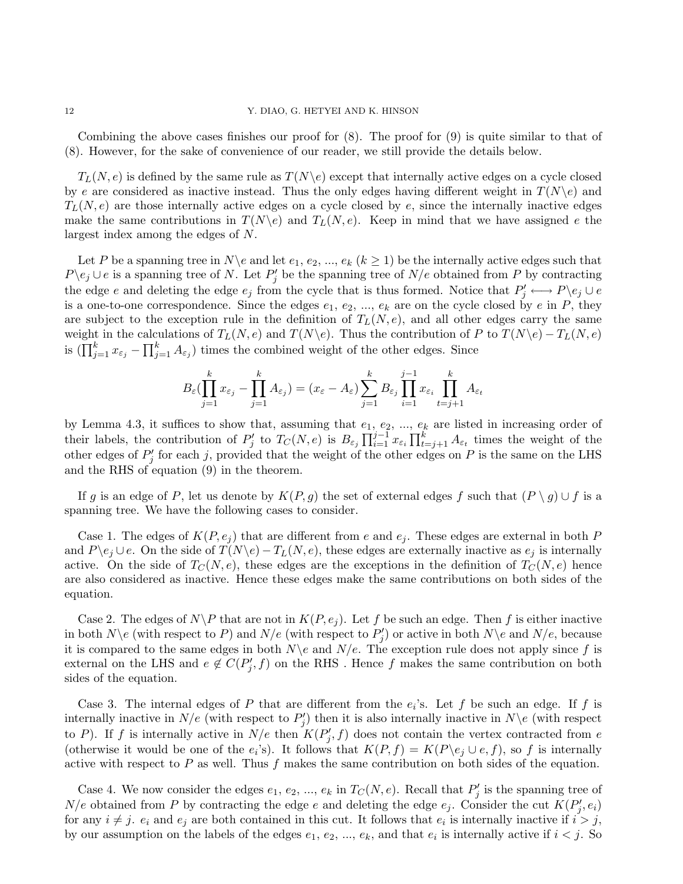Combining the above cases finishes our proof for (8). The proof for (9) is quite similar to that of (8). However, for the sake of convenience of our reader, we still provide the details below.

$T_L(N,e)$ is defined by the same rule as $T(N\backslash e)$ except that internally active edges on a cycle closed by $e$ are considered as inactive instead. Thus the only edges having different weight in $T(N\backslash e)$ and $T_L(N,e)$ are those internally active edges on a cycle closed by $e$, since the internally inactive edges make the same contributions in $T(N\backslash e)$ and $T_L(N,e)$. Keep in mind that we have assigned $e$ the largest index among the edges of $N$.

Let $P$ be a spanning tree in $N\backslash e$ and let $e_1, e_2, \ldots, e_k$ ($k \geq 1$) be the internally active edges such that $P\backslash e_j \cup e$ is a spanning tree of $N$. Let $P_j'$ be the spanning tree of $N/e$ obtained from $P$ by contracting the edge $e$ and deleting the edge $e_j$ from the cycle that is thus formed. Notice that $P_j' \longleftrightarrow P\backslash e_j \cup e$ is a one-to-one correspondence. Since the edges $e_1, e_2, \ldots, e_k$ are on the cycle closed by $e$ in $P$, they are subject to the exception rule in the definition of $T_L(N,e)$, and all other edges carry the same weight in the calculations of $T_L(N,e)$ and $T(N\backslash e)$. Thus the contribution of $P$ to $T(N\backslash e) - T_L(N,e)$ is $(\prod_{j=1}^{k} x_{\varepsilon_j} - \prod_{j=1}^{k} A_{\varepsilon_j})$ times the combined weight of the other edges. Since

$$B_\varepsilon(\prod_{j=1}^{k} x_{\varepsilon_j} - \prod_{j=1}^{k} A_{\varepsilon_j}) = (x_\varepsilon - A_\varepsilon)\sum_{j=1}^{k} B_{\varepsilon_j}\prod_{i=1}^{j-1} x_{\varepsilon_i}\prod_{t=j+1}^{k} A_{\varepsilon_t}$$

by Lemma 4.3, it suffices to show that, assuming that $e_1, e_2, \ldots, e_k$ are listed in increasing order of their labels, the contribution of $P_j'$ to $T_C(N,e)$ is $B_{\varepsilon_j}\prod_{i=1}^{j-1} x_{\varepsilon_i}\prod_{t=j+1}^{k} A_{\varepsilon_t}$ times the weight of the other edges of $P_j'$ for each $j$, provided that the weight of the other edges on $P$ is the same on the LHS and the RHS of equation (9) in the theorem.

If $g$ is an edge of $P$, let us denote by $K(P,g)$ the set of external edges $f$ such that $(P \setminus g) \cup f$ is a spanning tree. We have the following cases to consider.

Case 1. The edges of $K(P,e_j)$ that are different from $e$ and $e_j$. These edges are external in both $P$ and $P\backslash e_j \cup e$. On the side of $T(N\backslash e) - T_L(N,e)$, these edges are externally inactive as $e_j$ is internally active. On the side of $T_C(N,e)$, these edges are the exceptions in the definition of $T_C(N,e)$ hence are also considered as inactive. Hence these edges make the same contributions on both sides of the equation.

Case 2. The edges of $N\backslash P$ that are not in $K(P,e_j)$. Let $f$ be such an edge. Then $f$ is either inactive in both $N\backslash e$ (with respect to $P$) and $N/e$ (with respect to $P_j'$) or active in both $N\backslash e$ and $N/e$, because it is compared to the same edges in both $N\backslash e$ and $N/e$. The exception rule does not apply since $f$ is external on the LHS and $e \notin C(P_j', f)$ on the RHS . Hence $f$ makes the same contribution on both sides of the equation.

Case 3. The internal edges of $P$ that are different from the $e_i$'s. Let $f$ be such an edge. If $f$ is internally inactive in $N/e$ (with respect to $P_j'$) then it is also internally inactive in $N\backslash e$ (with respect to $P$). If $f$ is internally active in $N/e$ then $K(P_j', f)$ does not contain the vertex contracted from $e$ (otherwise it would be one of the $e_i$'s). It follows that $K(P,f) = K(P\backslash e_j \cup e, f)$, so $f$ is internally active with respect to $P$ as well. Thus $f$ makes the same contribution on both sides of the equation.

Case 4. We now consider the edges $e_1, e_2, \ldots, e_k$ in $T_C(N,e)$. Recall that $P_j'$ is the spanning tree of $N/e$ obtained from $P$ by contracting the edge $e$ and deleting the edge $e_j$. Consider the cut $K(P_j', e_i)$ for any $i \neq j$. $e_i$ and $e_j$ are both contained in this cut. It follows that $e_i$ is internally inactive if $i > j$, by our assumption on the labels of the edges $e_1, e_2, \ldots, e_k$, and that $e_i$ is internally active if $i < j$. So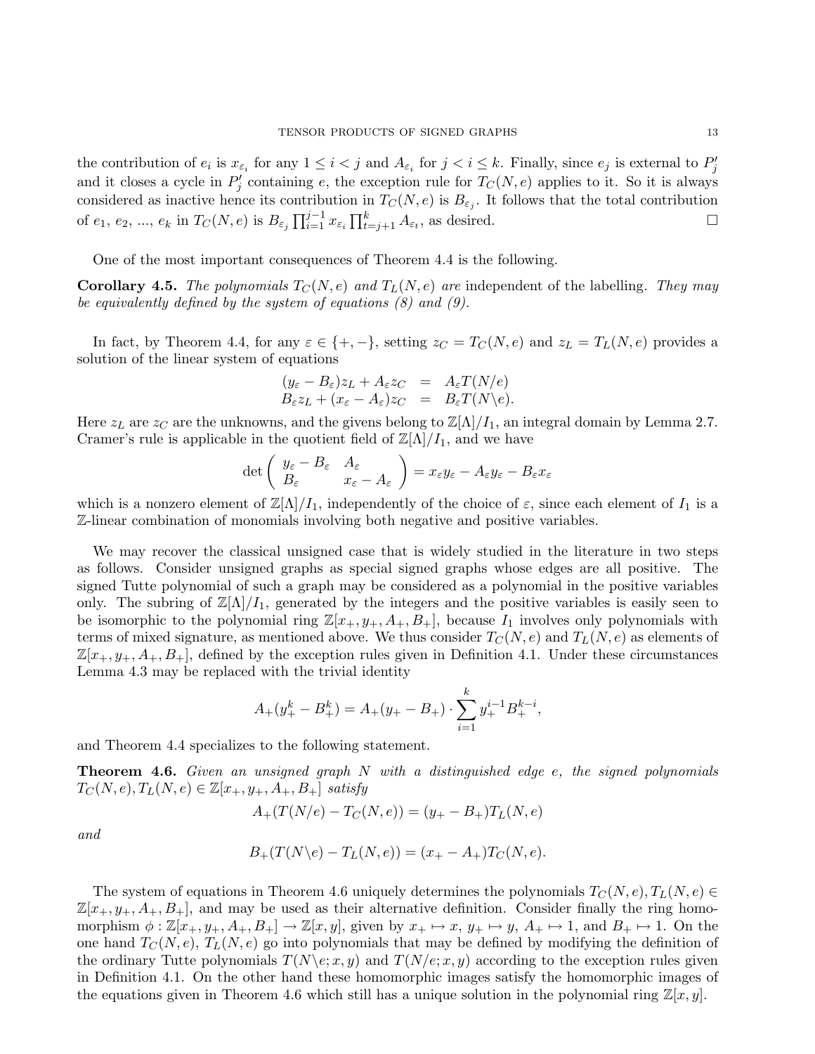the contribution of $e_i$ is $x_{\varepsilon_i}$ for any $1 \leq i < j$ and $A_{\varepsilon_i}$ for $j < i \leq k$. Finally, since $e_j$ is external to $P'_j$ and it closes a cycle in $P'_j$ containing $e$, the exception rule for $T_C(N,e)$ applies to it. So it is always considered as inactive hence its contribution in $T_C(N,e)$ is $B_{\varepsilon_j}$. It follows that the total contribution of $e_1$, $e_2$, ..., $e_k$ in $T_C(N,e)$ is $B_{\varepsilon_j} \prod_{i=1}^{j-1} x_{\varepsilon_i} \prod_{t=j+1}^{k} A_{\varepsilon_t}$, as desired. □

One of the most important consequences of Theorem 4.4 is the following.

**Corollary 4.5.** *The polynomials $T_C(N,e)$ and $T_L(N,e)$ are* independent of the labelling. *They may be equivalently defined by the system of equations (8) and (9).*

In fact, by Theorem 4.4, for any $\varepsilon \in \{+,-\}$, setting $z_C = T_C(N,e)$ and $z_L = T_L(N,e)$ provides a solution of the linear system of equations

$$
\begin{aligned}
(y_\varepsilon - B_\varepsilon) z_L + A_\varepsilon z_C &= A_\varepsilon T(N/e) \\
B_\varepsilon z_L + (x_\varepsilon - A_\varepsilon) z_C &= B_\varepsilon T(N \backslash e).
\end{aligned}
$$

Here $z_L$ are $z_C$ are the unknowns, and the givens belong to $\mathbb{Z}[\Lambda]/I_1$, an integral domain by Lemma 2.7. Cramer's rule is applicable in the quotient field of $\mathbb{Z}[\Lambda]/I_1$, and we have

$$
\det \begin{pmatrix} y_\varepsilon - B_\varepsilon & A_\varepsilon \\ B_\varepsilon & x_\varepsilon - A_\varepsilon \end{pmatrix} = x_\varepsilon y_\varepsilon - A_\varepsilon y_\varepsilon - B_\varepsilon x_\varepsilon
$$

which is a nonzero element of $\mathbb{Z}[\Lambda]/I_1$, independently of the choice of $\varepsilon$, since each element of $I_1$ is a $\mathbb{Z}$-linear combination of monomials involving both negative and positive variables.

We may recover the classical unsigned case that is widely studied in the literature in two steps as follows. Consider unsigned graphs as special signed graphs whose edges are all positive. The signed Tutte polynomial of such a graph may be considered as a polynomial in the positive variables only. The subring of $\mathbb{Z}[\Lambda]/I_1$, generated by the integers and the positive variables is easily seen to be isomorphic to the polynomial ring $\mathbb{Z}[x_+, y_+, A_+, B_+]$, because $I_1$ involves only polynomials with terms of mixed signature, as mentioned above. We thus consider $T_C(N,e)$ and $T_L(N,e)$ as elements of $\mathbb{Z}[x_+, y_+, A_+, B_+]$, defined by the exception rules given in Definition 4.1. Under these circumstances Lemma 4.3 may be replaced with the trivial identity

$$
A_+(y_+^k - B_+^k) = A_+(y_+ - B_+) \cdot \sum_{i=1}^{k} y_+^{i-1} B_+^{k-i},
$$

and Theorem 4.4 specializes to the following statement.

**Theorem 4.6.** *Given an unsigned graph $N$ with a distinguished edge $e$, the signed polynomials $T_C(N,e), T_L(N,e) \in \mathbb{Z}[x_+, y_+, A_+, B_+]$ satisfy*

$$
A_+(T(N/e) - T_C(N,e)) = (y_+ - B_+) T_L(N,e)
$$

*and*

$$
B_+(T(N \backslash e) - T_L(N,e)) = (x_+ - A_+) T_C(N,e).
$$

The system of equations in Theorem 4.6 uniquely determines the polynomials $T_C(N,e), T_L(N,e) \in \mathbb{Z}[x_+, y_+, A_+, B_+]$, and may be used as their alternative definition. Consider finally the ring homomorphism $\phi : \mathbb{Z}[x_+, y_+, A_+, B_+] \to \mathbb{Z}[x,y]$, given by $x_+ \mapsto x$, $y_+ \mapsto y$, $A_+ \mapsto 1$, and $B_+ \mapsto 1$. On the one hand $T_C(N,e)$, $T_L(N,e)$ go into polynomials that may be defined by modifying the definition of the ordinary Tutte polynomials $T(N \backslash e; x, y)$ and $T(N/e; x, y)$ according to the exception rules given in Definition 4.1. On the other hand these homomorphic images satisfy the homomorphic images of the equations given in Theorem 4.6 which still has a unique solution in the polynomial ring $\mathbb{Z}[x,y]$.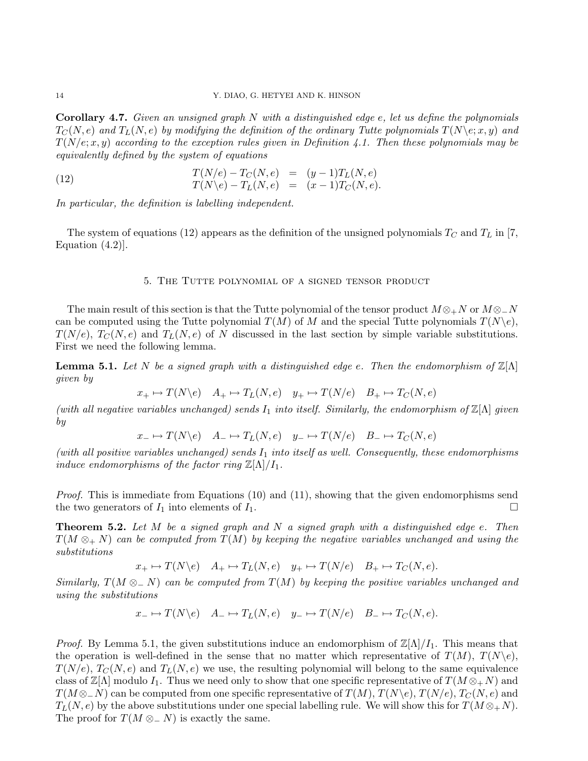**Corollary 4.7.** *Given an unsigned graph $N$ with a distinguished edge $e$, let us define the polynomials $T_C(N,e)$ and $T_L(N,e)$ by modifying the definition of the ordinary Tutte polynomials $T(N\backslash e; x, y)$ and $T(N/e; x, y)$ according to the exception rules given in Definition 4.1. Then these polynomials may be equivalently defined by the system of equations*

$$\begin{array}{rcl} T(N/e) - T_C(N,e) & = & (y-1)T_L(N,e) \\ T(N\backslash e) - T_L(N,e) & = & (x-1)T_C(N,e). \end{array} \tag{12}$$

*In particular, the definition is labelling independent.*

The system of equations (12) appears as the definition of the unsigned polynomials $T_C$ and $T_L$ in [7, Equation (4.2)].

## 5. The Tutte polynomial of a signed tensor product

The main result of this section is that the Tutte polynomial of the tensor product $M \otimes_+ N$ or $M \otimes_- N$ can be computed using the Tutte polynomial $T(M)$ of $M$ and the special Tutte polynomials $T(N\backslash e)$, $T(N/e)$, $T_C(N,e)$ and $T_L(N,e)$ of $N$ discussed in the last section by simple variable substitutions. First we need the following lemma.

**Lemma 5.1.** *Let $N$ be a signed graph with a distinguished edge $e$. Then the endomorphism of $\mathbb{Z}[\Lambda]$ given by*

$$x_+ \mapsto T(N\backslash e) \quad A_+ \mapsto T_L(N,e) \quad y_+ \mapsto T(N/e) \quad B_+ \mapsto T_C(N,e)$$

*(with all negative variables unchanged) sends $I_1$ into itself. Similarly, the endomorphism of $\mathbb{Z}[\Lambda]$ given by*

$$x_- \mapsto T(N\backslash e) \quad A_- \mapsto T_L(N,e) \quad y_- \mapsto T(N/e) \quad B_- \mapsto T_C(N,e)$$

*(with all positive variables unchanged) sends $I_1$ into itself as well. Consequently, these endomorphisms induce endomorphisms of the factor ring $\mathbb{Z}[\Lambda]/I_1$.*

*Proof.* This is immediate from Equations (10) and (11), showing that the given endomorphisms send the two generators of $I_1$ into elements of $I_1$. □

**Theorem 5.2.** *Let $M$ be a signed graph and $N$ a signed graph with a distinguished edge $e$. Then $T(M \otimes_+ N)$ can be computed from $T(M)$ by keeping the negative variables unchanged and using the substitutions*

$$x_+ \mapsto T(N\backslash e) \quad A_+ \mapsto T_L(N,e) \quad y_+ \mapsto T(N/e) \quad B_+ \mapsto T_C(N,e).$$

*Similarly, $T(M \otimes_- N)$ can be computed from $T(M)$ by keeping the positive variables unchanged and using the substitutions*

$$x_- \mapsto T(N\backslash e) \quad A_- \mapsto T_L(N,e) \quad y_- \mapsto T(N/e) \quad B_- \mapsto T_C(N,e).$$

*Proof.* By Lemma 5.1, the given substitutions induce an endomorphism of $\mathbb{Z}[\Lambda]/I_1$. This means that the operation is well-defined in the sense that no matter which representative of $T(M)$, $T(N\backslash e)$, $T(N/e)$, $T_C(N,e)$ and $T_L(N,e)$ we use, the resulting polynomial will belong to the same equivalence class of $\mathbb{Z}[\Lambda]$ modulo $I_1$. Thus we need only to show that one specific representative of $T(M \otimes_+ N)$ and $T(M \otimes_- N)$ can be computed from one specific representative of $T(M)$, $T(N\backslash e)$, $T(N/e)$, $T_C(N,e)$ and $T_L(N,e)$ by the above substitutions under one special labelling rule. We will show this for $T(M \otimes_+ N)$. The proof for $T(M \otimes_- N)$ is exactly the same.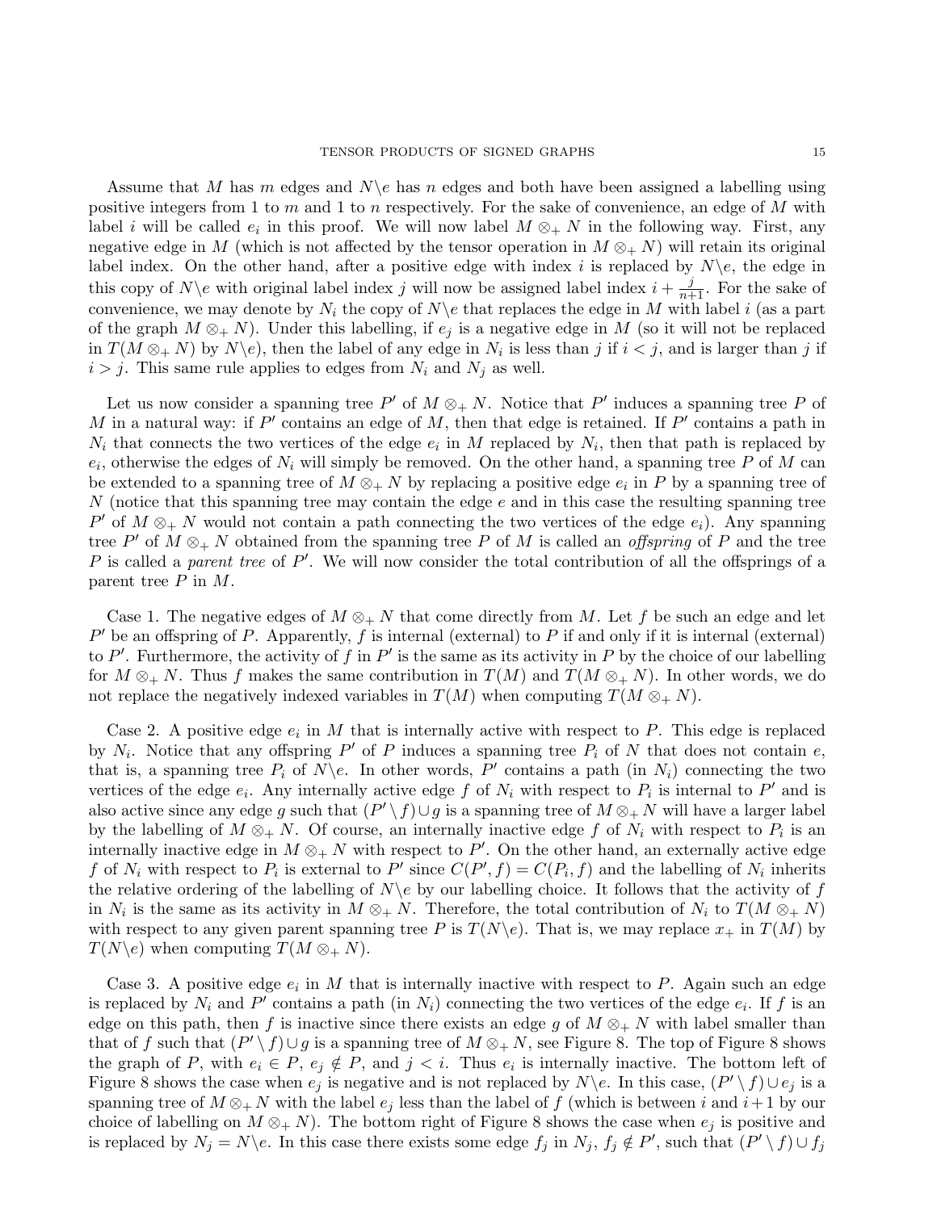Assume that $M$ has $m$ edges and $N\backslash e$ has $n$ edges and both have been assigned a labelling using positive integers from 1 to $m$ and 1 to $n$ respectively. For the sake of convenience, an edge of $M$ with label $i$ will be called $e_i$ in this proof. We will now label $M \otimes_+ N$ in the following way. First, any negative edge in $M$ (which is not affected by the tensor operation in $M \otimes_+ N$) will retain its original label index. On the other hand, after a positive edge with index $i$ is replaced by $N\backslash e$, the edge in this copy of $N\backslash e$ with original label index $j$ will now be assigned label index $i + \frac{j}{n+1}$. For the sake of convenience, we may denote by $N_i$ the copy of $N\backslash e$ that replaces the edge in $M$ with label $i$ (as a part of the graph $M \otimes_+ N$). Under this labelling, if $e_j$ is a negative edge in $M$ (so it will not be replaced in $T(M \otimes_+ N)$ by $N\backslash e$), then the label of any edge in $N_i$ is less than $j$ if $i < j$, and is larger than $j$ if $i > j$. This same rule applies to edges from $N_i$ and $N_j$ as well.

Let us now consider a spanning tree $P'$ of $M \otimes_+ N$. Notice that $P'$ induces a spanning tree $P$ of $M$ in a natural way: if $P'$ contains an edge of $M$, then that edge is retained. If $P'$ contains a path in $N_i$ that connects the two vertices of the edge $e_i$ in $M$ replaced by $N_i$, then that path is replaced by $e_i$, otherwise the edges of $N_i$ will simply be removed. On the other hand, a spanning tree $P$ of $M$ can be extended to a spanning tree of $M \otimes_+ N$ by replacing a positive edge $e_i$ in $P$ by a spanning tree of $N$ (notice that this spanning tree may contain the edge $e$ and in this case the resulting spanning tree $P'$ of $M \otimes_+ N$ would not contain a path connecting the two vertices of the edge $e_i$). Any spanning tree $P'$ of $M \otimes_+ N$ obtained from the spanning tree $P$ of $M$ is called an *offspring* of $P$ and the tree $P$ is called a *parent tree* of $P'$. We will now consider the total contribution of all the offsprings of a parent tree $P$ in $M$.

Case 1. The negative edges of $M \otimes_+ N$ that come directly from $M$. Let $f$ be such an edge and let $P'$ be an offspring of $P$. Apparently, $f$ is internal (external) to $P$ if and only if it is internal (external) to $P'$. Furthermore, the activity of $f$ in $P'$ is the same as its activity in $P$ by the choice of our labelling for $M \otimes_+ N$. Thus $f$ makes the same contribution in $T(M)$ and $T(M \otimes_+ N)$. In other words, we do not replace the negatively indexed variables in $T(M)$ when computing $T(M \otimes_+ N)$.

Case 2. A positive edge $e_i$ in $M$ that is internally active with respect to $P$. This edge is replaced by $N_i$. Notice that any offspring $P'$ of $P$ induces a spanning tree $P_i$ of $N$ that does not contain $e$, that is, a spanning tree $P_i$ of $N\backslash e$. In other words, $P'$ contains a path (in $N_i$) connecting the two vertices of the edge $e_i$. Any internally active edge $f$ of $N_i$ with respect to $P_i$ is internal to $P'$ and is also active since any edge $g$ such that $(P' \setminus f) \cup g$ is a spanning tree of $M \otimes_+ N$ will have a larger label by the labelling of $M \otimes_+ N$. Of course, an internally inactive edge $f$ of $N_i$ with respect to $P_i$ is an internally inactive edge in $M \otimes_+ N$ with respect to $P'$. On the other hand, an externally active edge $f$ of $N_i$ with respect to $P_i$ is external to $P'$ since $C(P', f) = C(P_i, f)$ and the labelling of $N_i$ inherits the relative ordering of the labelling of $N\backslash e$ by our labelling choice. It follows that the activity of $f$ in $N_i$ is the same as its activity in $M \otimes_+ N$. Therefore, the total contribution of $N_i$ to $T(M \otimes_+ N)$ with respect to any given parent spanning tree $P$ is $T(N\backslash e)$. That is, we may replace $x_+$ in $T(M)$ by $T(N\backslash e)$ when computing $T(M \otimes_+ N)$.

Case 3. A positive edge $e_i$ in $M$ that is internally inactive with respect to $P$. Again such an edge is replaced by $N_i$ and $P'$ contains a path (in $N_i$) connecting the two vertices of the edge $e_i$. If $f$ is an edge on this path, then $f$ is inactive since there exists an edge $g$ of $M \otimes_+ N$ with label smaller than that of $f$ such that $(P' \setminus f) \cup g$ is a spanning tree of $M \otimes_+ N$, see Figure 8. The top of Figure 8 shows the graph of $P$, with $e_i \in P$, $e_j \notin P$, and $j < i$. Thus $e_i$ is internally inactive. The bottom left of Figure 8 shows the case when $e_j$ is negative and is not replaced by $N\backslash e$. In this case, $(P' \setminus f) \cup e_j$ is a spanning tree of $M \otimes_+ N$ with the label $e_j$ less than the label of $f$ (which is between $i$ and $i+1$ by our choice of labelling on $M \otimes_+ N$). The bottom right of Figure 8 shows the case when $e_j$ is positive and is replaced by $N_j = N\backslash e$. In this case there exists some edge $f_j$ in $N_j$, $f_j \notin P'$, such that $(P' \setminus f) \cup f_j$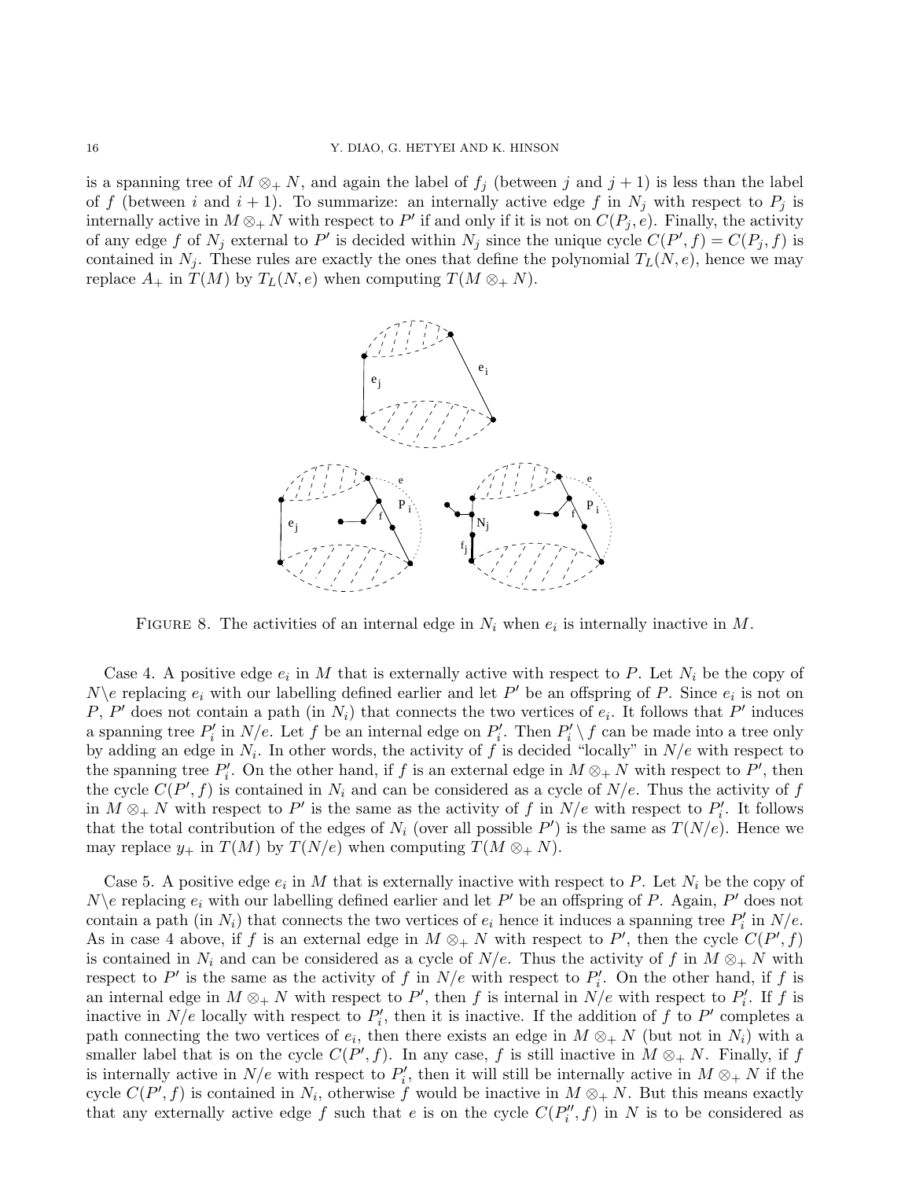is a spanning tree of $M \otimes_+ N$, and again the label of $f_j$ (between $j$ and $j+1$) is less than the label of $f$ (between $i$ and $i+1$). To summarize: an internally active edge $f$ in $N_j$ with respect to $P_j$ is internally active in $M \otimes_+ N$ with respect to $P'$ if and only if it is not on $C(P_j, e)$. Finally, the activity of any edge $f$ of $N_j$ external to $P'$ is decided within $N_j$ since the unique cycle $C(P', f) = C(P_j, f)$ is contained in $N_j$. These rules are exactly the ones that define the polynomial $T_L(N, e)$, hence we may replace $A_+$ in $T(M)$ by $T_L(N, e)$ when computing $T(M \otimes_+ N)$.

FIGURE 8. The activities of an internal edge in $N_i$ when $e_i$ is internally inactive in $M$.

Case 4. A positive edge $e_i$ in $M$ that is externally active with respect to $P$. Let $N_i$ be the copy of $N \backslash e$ replacing $e_i$ with our labelling defined earlier and let $P'$ be an offspring of $P$. Since $e_i$ is not on $P$, $P'$ does not contain a path (in $N_i$) that connects the two vertices of $e_i$. It follows that $P'$ induces a spanning tree $P'_i$ in $N/e$. Let $f$ be an internal edge on $P'_i$. Then $P'_i \setminus f$ can be made into a tree only by adding an edge in $N_i$. In other words, the activity of $f$ is decided "locally" in $N/e$ with respect to the spanning tree $P'_i$. On the other hand, if $f$ is an external edge in $M \otimes_+ N$ with respect to $P'$, then the cycle $C(P', f)$ is contained in $N_i$ and can be considered as a cycle of $N/e$. Thus the activity of $f$ in $M \otimes_+ N$ with respect to $P'$ is the same as the activity of $f$ in $N/e$ with respect to $P'_i$. It follows that the total contribution of the edges of $N_i$ (over all possible $P'$) is the same as $T(N/e)$. Hence we may replace $y_+$ in $T(M)$ by $T(N/e)$ when computing $T(M \otimes_+ N)$.

Case 5. A positive edge $e_i$ in $M$ that is externally inactive with respect to $P$. Let $N_i$ be the copy of $N \backslash e$ replacing $e_i$ with our labelling defined earlier and let $P'$ be an offspring of $P$. Again, $P'$ does not contain a path (in $N_i$) that connects the two vertices of $e_i$ hence it induces a spanning tree $P'_i$ in $N/e$. As in case 4 above, if $f$ is an external edge in $M \otimes_+ N$ with respect to $P'$, then the cycle $C(P', f)$ is contained in $N_i$ and can be considered as a cycle of $N/e$. Thus the activity of $f$ in $M \otimes_+ N$ with respect to $P'$ is the same as the activity of $f$ in $N/e$ with respect to $P'_i$. On the other hand, if $f$ is an internal edge in $M \otimes_+ N$ with respect to $P'$, then $f$ is internal in $N/e$ with respect to $P'_i$. If $f$ is inactive in $N/e$ locally with respect to $P'_i$, then it is inactive. If the addition of $f$ to $P'$ completes a path connecting the two vertices of $e_i$, then there exists an edge in $M \otimes_+ N$ (but not in $N_i$) with a smaller label that is on the cycle $C(P', f)$. In any case, $f$ is still inactive in $M \otimes_+ N$. Finally, if $f$ is internally active in $N/e$ with respect to $P'_i$, then it will still be internally active in $M \otimes_+ N$ if the cycle $C(P', f)$ is contained in $N_i$, otherwise $f$ would be inactive in $M \otimes_+ N$. But this means exactly that any externally active edge $f$ such that $e$ is on the cycle $C(P''_i, f)$ in $N$ is to be considered as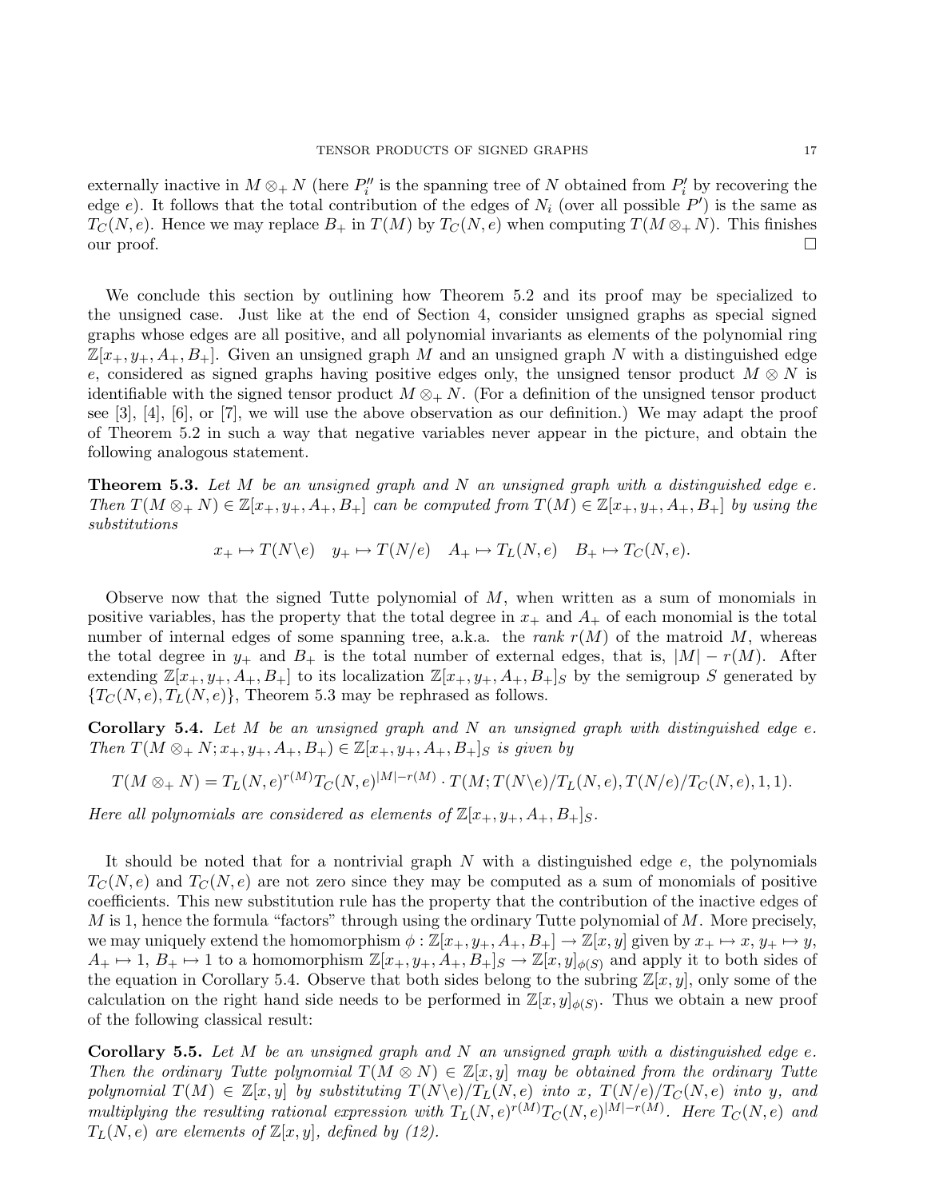externally inactive in $M \otimes_+ N$ (here $P''_i$ is the spanning tree of $N$ obtained from $P'_i$ by recovering the edge $e$). It follows that the total contribution of the edges of $N_i$ (over all possible $P'$) is the same as $T_C(N, e)$. Hence we may replace $B_+$ in $T(M)$ by $T_C(N, e)$ when computing $T(M \otimes_+ N)$. This finishes our proof. □

We conclude this section by outlining how Theorem 5.2 and its proof may be specialized to the unsigned case. Just like at the end of Section 4, consider unsigned graphs as special signed graphs whose edges are all positive, and all polynomial invariants as elements of the polynomial ring $\mathbb{Z}[x_+, y_+, A_+, B_+]$. Given an unsigned graph $M$ and an unsigned graph $N$ with a distinguished edge $e$, considered as signed graphs having positive edges only, the unsigned tensor product $M \otimes N$ is identifiable with the signed tensor product $M \otimes_+ N$. (For a definition of the unsigned tensor product see [3], [4], [6], or [7], we will use the above observation as our definition.) We may adapt the proof of Theorem 5.2 in such a way that negative variables never appear in the picture, and obtain the following analogous statement.

**Theorem 5.3.** *Let $M$ be an unsigned graph and $N$ an unsigned graph with a distinguished edge $e$. Then $T(M \otimes_+ N) \in \mathbb{Z}[x_+, y_+, A_+, B_+]$ can be computed from $T(M) \in \mathbb{Z}[x_+, y_+, A_+, B_+]$ by using the substitutions*

$$x_+ \mapsto T(N \backslash e) \quad y_+ \mapsto T(N/e) \quad A_+ \mapsto T_L(N, e) \quad B_+ \mapsto T_C(N, e).$$

Observe now that the signed Tutte polynomial of $M$, when written as a sum of monomials in positive variables, has the property that the total degree in $x_+$ and $A_+$ of each monomial is the total number of internal edges of some spanning tree, a.k.a. the *rank* $r(M)$ of the matroid $M$, whereas the total degree in $y_+$ and $B_+$ is the total number of external edges, that is, $|M| - r(M)$. After extending $\mathbb{Z}[x_+, y_+, A_+, B_+]$ to its localization $\mathbb{Z}[x_+, y_+, A_+, B_+]_S$ by the semigroup $S$ generated by $\{T_C(N, e), T_L(N, e)\}$, Theorem 5.3 may be rephrased as follows.

**Corollary 5.4.** *Let $M$ be an unsigned graph and $N$ an unsigned graph with distinguished edge $e$. Then $T(M \otimes_+ N; x_+, y_+, A_+, B_+) \in \mathbb{Z}[x_+, y_+, A_+, B_+]_S$ is given by*

$$T(M \otimes_+ N) = T_L(N, e)^{r(M)} T_C(N, e)^{|M| - r(M)} \cdot T(M; T(N \backslash e)/T_L(N, e), T(N/e)/T_C(N, e), 1, 1).$$

*Here all polynomials are considered as elements of $\mathbb{Z}[x_+, y_+, A_+, B_+]_S$.*

It should be noted that for a nontrivial graph $N$ with a distinguished edge $e$, the polynomials $T_C(N, e)$ and $T_C(N, e)$ are not zero since they may be computed as a sum of monomials of positive coefficients. This new substitution rule has the property that the contribution of the inactive edges of $M$ is 1, hence the formula "factors" through using the ordinary Tutte polynomial of $M$. More precisely, we may uniquely extend the homomorphism $\phi : \mathbb{Z}[x_+, y_+, A_+, B_+] \to \mathbb{Z}[x, y]$ given by $x_+ \mapsto x$, $y_+ \mapsto y$, $A_+ \mapsto 1$, $B_+ \mapsto 1$ to a homomorphism $\mathbb{Z}[x_+, y_+, A_+, B_+]_S \to \mathbb{Z}[x, y]_{\phi(S)}$ and apply it to both sides of the equation in Corollary 5.4. Observe that both sides belong to the subring $\mathbb{Z}[x, y]$, only some of the calculation on the right hand side needs to be performed in $\mathbb{Z}[x, y]_{\phi(S)}$. Thus we obtain a new proof of the following classical result:

**Corollary 5.5.** *Let $M$ be an unsigned graph and $N$ an unsigned graph with a distinguished edge $e$. Then the ordinary Tutte polynomial $T(M \otimes N) \in \mathbb{Z}[x, y]$ may be obtained from the ordinary Tutte polynomial $T(M) \in \mathbb{Z}[x, y]$ by substituting $T(N \backslash e)/T_L(N, e)$ into $x$, $T(N/e)/T_C(N, e)$ into $y$, and multiplying the resulting rational expression with $T_L(N, e)^{r(M)} T_C(N, e)^{|M| - r(M)}$. Here $T_C(N, e)$ and $T_L(N, e)$ are elements of $\mathbb{Z}[x, y]$, defined by (12).*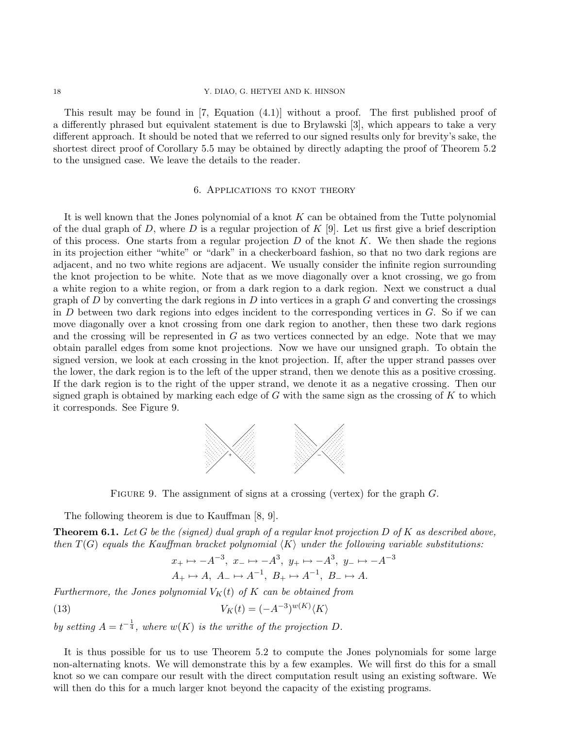This result may be found in [7, Equation (4.1)] without a proof. The first published proof of a differently phrased but equivalent statement is due to Brylawski [3], which appears to take a very different approach. It should be noted that we referred to our signed results only for brevity's sake, the shortest direct proof of Corollary 5.5 may be obtained by directly adapting the proof of Theorem 5.2 to the unsigned case. We leave the details to the reader.

## 6. Applications to knot theory

It is well known that the Jones polynomial of a knot $K$ can be obtained from the Tutte polynomial of the dual graph of $D$, where $D$ is a regular projection of $K$ [9]. Let us first give a brief description of this process. One starts from a regular projection $D$ of the knot $K$. We then shade the regions in its projection either "white" or "dark" in a checkerboard fashion, so that no two dark regions are adjacent, and no two white regions are adjacent. We usually consider the infinite region surrounding the knot projection to be white. Note that as we move diagonally over a knot crossing, we go from a white region to a white region, or from a dark region to a dark region. Next we construct a dual graph of $D$ by converting the dark regions in $D$ into vertices in a graph $G$ and converting the crossings in $D$ between two dark regions into edges incident to the corresponding vertices in $G$. So if we can move diagonally over a knot crossing from one dark region to another, then these two dark regions and the crossing will be represented in $G$ as two vertices connected by an edge. Note that we may obtain parallel edges from some knot projections. Now we have our unsigned graph. To obtain the signed version, we look at each crossing in the knot projection. If, after the upper strand passes over the lower, the dark region is to the left of the upper strand, then we denote this as a positive crossing. If the dark region is to the right of the upper strand, we denote it as a negative crossing. Then our signed graph is obtained by marking each edge of $G$ with the same sign as the crossing of $K$ to which it corresponds. See Figure 9.

Figure 9. The assignment of signs at a crossing (vertex) for the graph $G$.

The following theorem is due to Kauffman [8, 9].

**Theorem 6.1.** *Let $G$ be the (signed) dual graph of a regular knot projection $D$ of $K$ as described above, then $T(G)$ equals the Kauffman bracket polynomial $\langle K\rangle$ under the following variable substitutions:*

$$x_+ \mapsto -A^{-3},\ x_- \mapsto -A^{3},\ y_+ \mapsto -A^{3},\ y_- \mapsto -A^{-3}$$
$$A_+ \mapsto A,\ A_- \mapsto A^{-1},\ B_+ \mapsto A^{-1},\ B_- \mapsto A.$$

*Furthermore, the Jones polynomial $V_K(t)$ of $K$ can be obtained from*

$$V_K(t) = (-A^{-3})^{w(K)}\langle K\rangle \tag{13}$$

*by setting $A = t^{-\frac{1}{4}}$, where $w(K)$ is the writhe of the projection $D$.*

It is thus possible for us to use Theorem 5.2 to compute the Jones polynomials for some large non-alternating knots. We will demonstrate this by a few examples. We will first do this for a small knot so we can compare our result with the direct computation result using an existing software. We will then do this for a much larger knot beyond the capacity of the existing programs.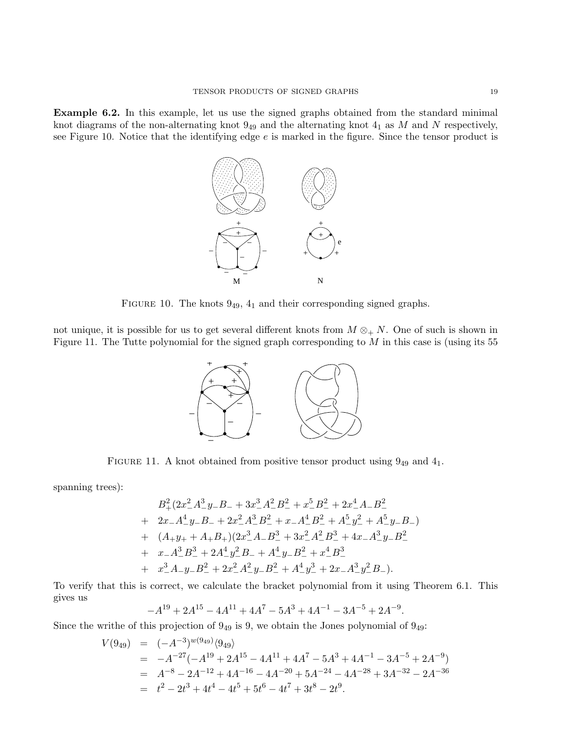**Example 6.2.** In this example, let us use the signed graphs obtained from the standard minimal knot diagrams of the non-alternating knot $9_{49}$ and the alternating knot $4_1$ as $M$ and $N$ respectively, see Figure 10. Notice that the identifying edge $e$ is marked in the figure. Since the tensor product is not unique, it is possible for us to get several different knots from $M \otimes_+ N$. One of such is shown in Figure 11. The Tutte polynomial for the signed graph corresponding to $M$ in this case is (using its 55 spanning trees):

FIGURE 10. The knots $9_{49}$, $4_1$ and their corresponding signed graphs.

FIGURE 11. A knot obtained from positive tensor product using $9_{49}$ and $4_1$.

$$
\begin{aligned}
& B_+^2(2x_-^2A_-^3y_-B_- + 3x_-^3A_-^2B_-^2 + x_-^5B_-^2 + 2x_-^4A_-B_-^2 \\
+ \ & 2x_-A_-^4y_-B_- + 2x_-^2A_-^3B_-^2 + x_-A_-^4B_-^2 + A_-^5y_-^2 + A_-^5y_-B_-) \\
+ \ & (A_+y_+ + A_+B_+)(2x_-^3A_-B_-^3 + 3x_-^2A_-^2B_-^3 + 4x_-A_-^3y_-B_-^2 \\
+ \ & x_-A_-^3B_-^3 + 2A_-^4y_-^2B_- + A_-^4y_-B_-^2 + x_-^4B_-^3 \\
+ \ & x_-^3A_-y_-B_-^2 + 2x_-^2A_-^2y_-B_-^2 + A_-^4y_-^3 + 2x_-A_-^3y_-^2B_-).
\end{aligned}
$$

To verify that this is correct, we calculate the bracket polynomial from it using Theorem 6.1. This gives us

$$
-A^{19} + 2A^{15} - 4A^{11} + 4A^7 - 5A^3 + 4A^{-1} - 3A^{-5} + 2A^{-9}.
$$

Since the writhe of this projection of $9_{49}$ is 9, we obtain the Jones polynomial of $9_{49}$:

$$
\begin{aligned}
V(9_{49}) &= (-A^{-3})^{w(9_{49})}\langle 9_{49}\rangle \\
&= -A^{-27}(-A^{19} + 2A^{15} - 4A^{11} + 4A^7 - 5A^3 + 4A^{-1} - 3A^{-5} + 2A^{-9}) \\
&= A^{-8} - 2A^{-12} + 4A^{-16} - 4A^{-20} + 5A^{-24} - 4A^{-28} + 3A^{-32} - 2A^{-36} \\
&= t^2 - 2t^3 + 4t^4 - 4t^5 + 5t^6 - 4t^7 + 3t^8 - 2t^9.
\end{aligned}
$$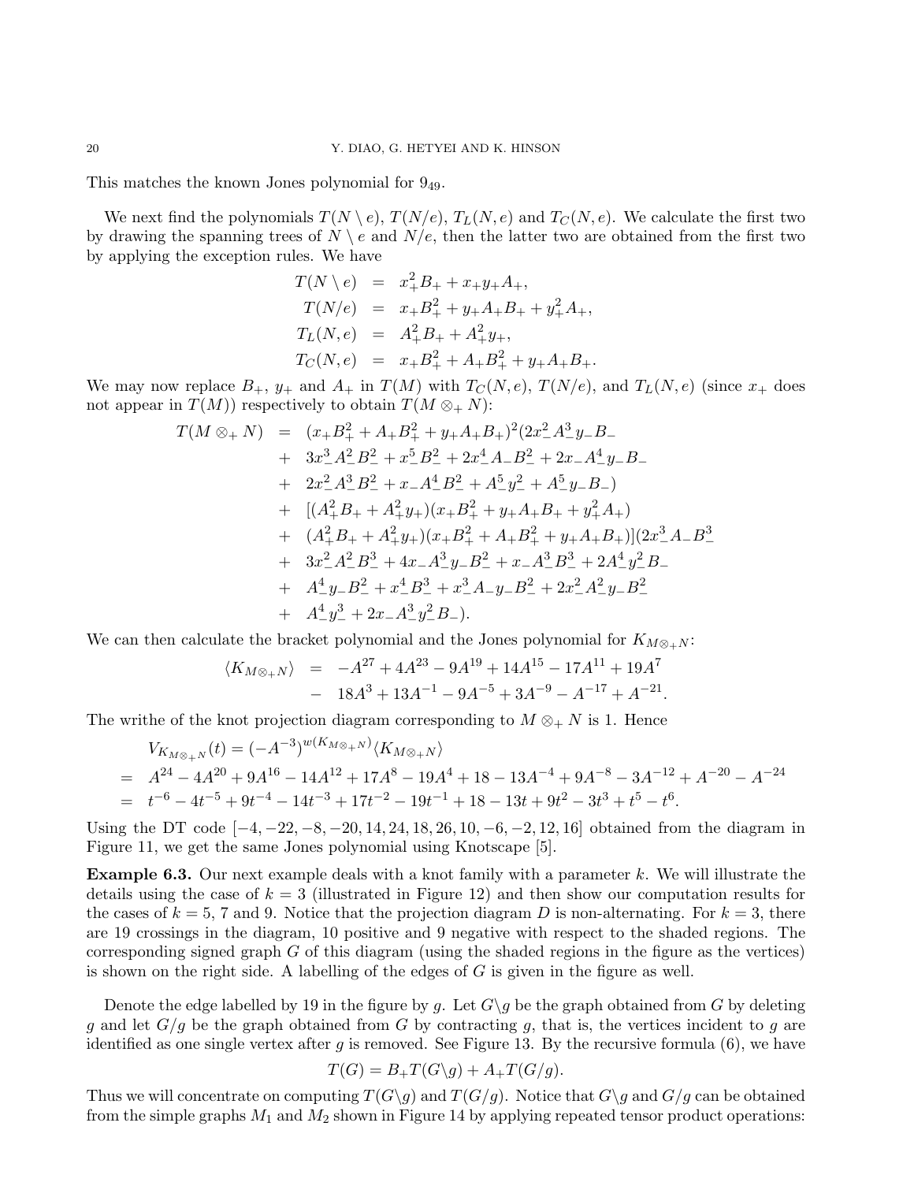This matches the known Jones polynomial for $9_{49}$.

We next find the polynomials $T(N \setminus e)$, $T(N/e)$, $T_L(N, e)$ and $T_C(N, e)$. We calculate the first two by drawing the spanning trees of $N \setminus e$ and $N/e$, then the latter two are obtained from the first two by applying the exception rules. We have

$$
\begin{aligned}
T(N \setminus e) &= x_+^2 B_+ + x_+ y_+ A_+, \\
T(N/e) &= x_+ B_+^2 + y_+ A_+ B_+ + y_+^2 A_+, \\
T_L(N, e) &= A_+^2 B_+ + A_+^2 y_+, \\
T_C(N, e) &= x_+ B_+^2 + A_+ B_+^2 + y_+ A_+ B_+.
\end{aligned}
$$

We may now replace $B_+$, $y_+$ and $A_+$ in $T(M)$ with $T_C(N, e)$, $T(N/e)$, and $T_L(N, e)$ (since $x_+$ does not appear in $T(M)$) respectively to obtain $T(M \otimes_+ N)$:

$$
\begin{aligned}
T(M \otimes_+ N) &= (x_+ B_+^2 + A_+ B_+^2 + y_+ A_+ B_+)^2 (2x_-^2 A_-^3 y_- B_- \\
&+ 3x_-^3 A_-^2 B_-^2 + x_-^5 B_-^2 + 2x_-^4 A_- B_-^2 + 2x_- A_-^4 y_- B_- \\
&+ 2x_-^2 A_-^3 B_-^2 + x_- A_-^4 B_-^2 + A_-^5 y_-^2 + A_-^5 y_- B_-) \\
&+ [(A_+^2 B_+ + A_+^2 y_+)(x_+ B_+^2 + y_+ A_+ B_+ + y_+^2 A_+) \\
&+ (A_+^2 B_+ + A_+^2 y_+)(x_+ B_+^2 + A_+ B_+^2 + y_+ A_+ B_+)](2x_-^3 A_- B_-^3 \\
&+ 3x_-^2 A_-^2 B_-^3 + 4x_- A_-^3 y_- B_-^2 + x_- A_-^3 B_-^3 + 2A_-^4 y_-^2 B_- \\
&+ A_-^4 y_- B_-^2 + x_-^4 B_-^3 + x_-^3 A_- y_- B_-^2 + 2x_-^2 A_-^2 y_- B_-^2 \\
&+ A_-^4 y_-^3 + 2x_- A_-^3 y_-^2 B_-).
\end{aligned}
$$

We can then calculate the bracket polynomial and the Jones polynomial for $K_{M \otimes_+ N}$:

$$
\begin{aligned}
\langle K_{M \otimes_+ N} \rangle &= -A^{27} + 4A^{23} - 9A^{19} + 14A^{15} - 17A^{11} + 19A^7 \\
&- 18A^3 + 13A^{-1} - 9A^{-5} + 3A^{-9} - A^{-17} + A^{-21}.
\end{aligned}
$$

The writhe of the knot projection diagram corresponding to $M \otimes_+ N$ is 1. Hence

$$
\begin{aligned}
& V_{K_{M \otimes_+ N}}(t) = (-A^{-3})^{w(K_{M \otimes_+ N})} \langle K_{M \otimes_+ N} \rangle \\
=\ & A^{24} - 4A^{20} + 9A^{16} - 14A^{12} + 17A^8 - 19A^4 + 18 - 13A^{-4} + 9A^{-8} - 3A^{-12} + A^{-20} - A^{-24} \\
=\ & t^{-6} - 4t^{-5} + 9t^{-4} - 14t^{-3} + 17t^{-2} - 19t^{-1} + 18 - 13t + 9t^2 - 3t^3 + t^5 - t^6.
\end{aligned}
$$

Using the DT code $[-4, -22, -8, -20, 14, 24, 18, 26, 10, -6, -2, 12, 16]$ obtained from the diagram in Figure 11, we get the same Jones polynomial using Knotscape [5].

**Example 6.3.** Our next example deals with a knot family with a parameter $k$. We will illustrate the details using the case of $k = 3$ (illustrated in Figure 12) and then show our computation results for the cases of $k = 5$, 7 and 9. Notice that the projection diagram $D$ is non-alternating. For $k = 3$, there are 19 crossings in the diagram, 10 positive and 9 negative with respect to the shaded regions. The corresponding signed graph $G$ of this diagram (using the shaded regions in the figure as the vertices) is shown on the right side. A labelling of the edges of $G$ is given in the figure as well.

Denote the edge labelled by 19 in the figure by $g$. Let $G \backslash g$ be the graph obtained from $G$ by deleting $g$ and let $G/g$ be the graph obtained from $G$ by contracting $g$, that is, the vertices incident to $g$ are identified as one single vertex after $g$ is removed. See Figure 13. By the recursive formula (6), we have

$$T(G) = B_+ T(G \backslash g) + A_+ T(G/g).$$

Thus we will concentrate on computing $T(G \backslash g)$ and $T(G/g)$. Notice that $G \backslash g$ and $G/g$ can be obtained from the simple graphs $M_1$ and $M_2$ shown in Figure 14 by applying repeated tensor product operations: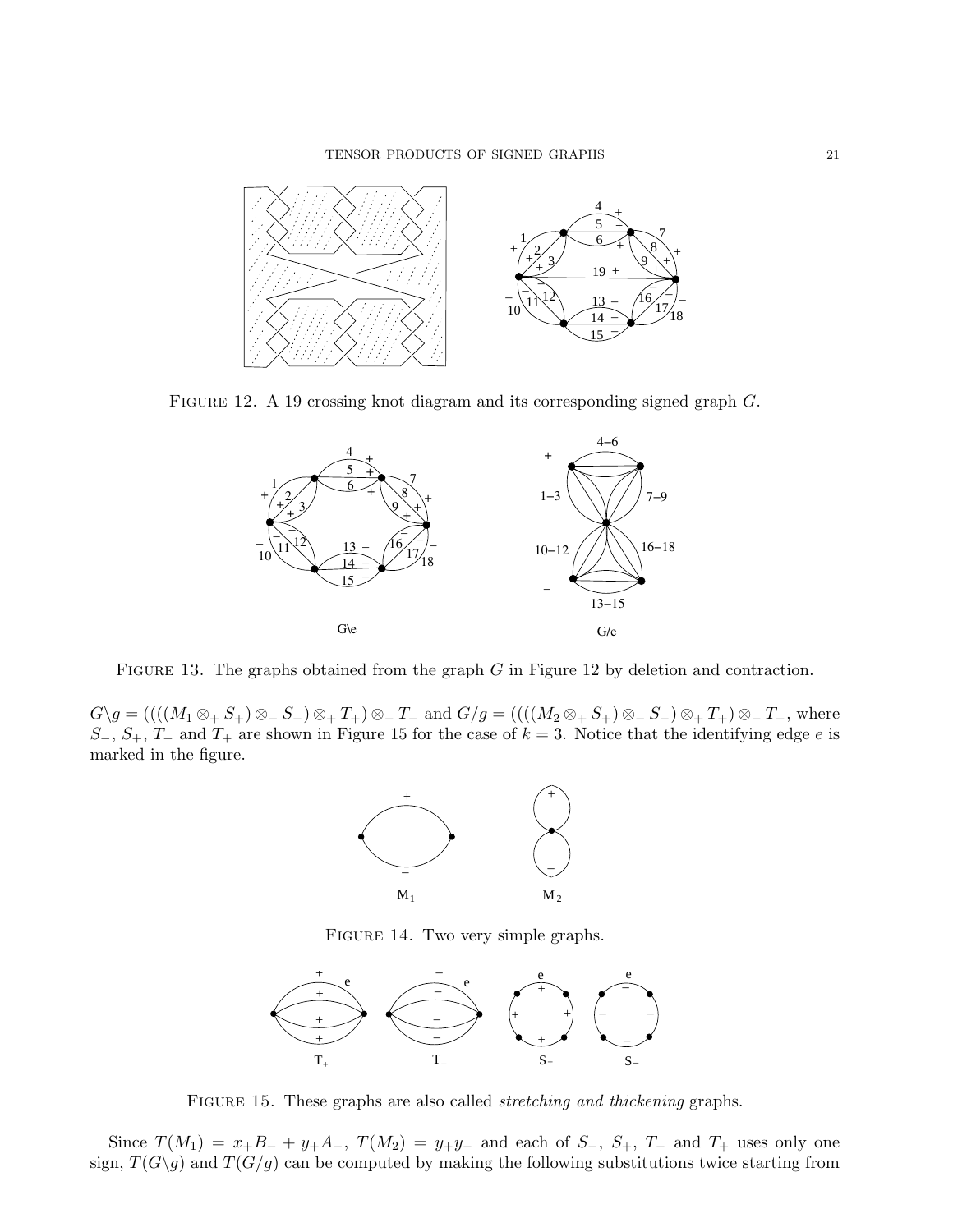FIGURE 12. A 19 crossing knot diagram and its corresponding signed graph $G$.

FIGURE 13. The graphs obtained from the graph $G$ in Figure 12 by deletion and contraction.

$G\backslash g = ((((M_1 \otimes_+ S_+) \otimes_- S_-) \otimes_+ T_+) \otimes_- T_-$ and $G/g = ((((M_2 \otimes_+ S_+) \otimes_- S_-) \otimes_+ T_+) \otimes_- T_-$, where $S_-$, $S_+$, $T_-$ and $T_+$ are shown in Figure 15 for the case of $k = 3$. Notice that the identifying edge $e$ is marked in the figure.

FIGURE 14. Two very simple graphs.

FIGURE 15. These graphs are also called *stretching and thickening* graphs.

Since $T(M_1) = x_+B_- + y_+A_-$, $T(M_2) = y_+y_-$ and each of $S_-$, $S_+$, $T_-$ and $T_+$ uses only one sign, $T(G\backslash g)$ and $T(G/g)$ can be computed by making the following substitutions twice starting from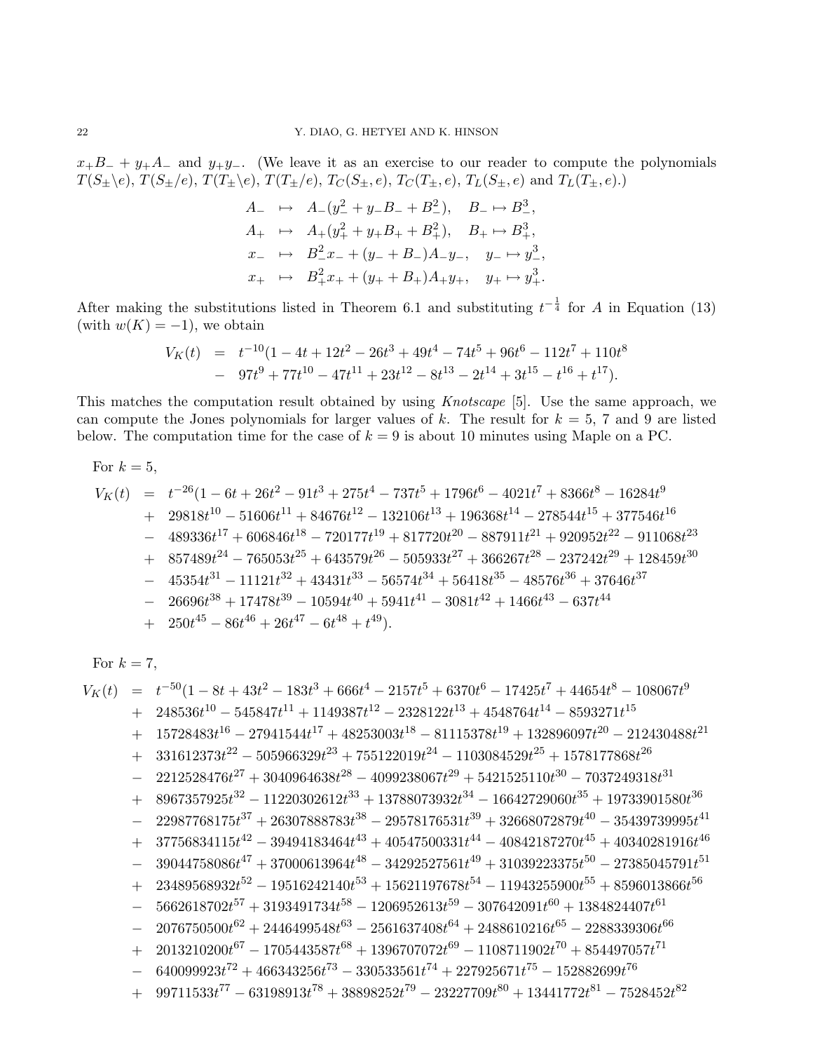$x_+B_- + y_+A_-$ and $y_+y_-$. (We leave it as an exercise to our reader to compute the polynomials $T(S_\pm\backslash e)$, $T(S_\pm/e)$, $T(T_\pm\backslash e)$, $T(T_\pm/e)$, $T_C(S_\pm,e)$, $T_C(T_\pm,e)$, $T_L(S_\pm,e)$ and $T_L(T_\pm,e)$.)

$$
\begin{aligned}
A_- &\mapsto A_-(y_-^2 + y_-B_- + B_-^2), \quad B_- \mapsto B_-^3,\\
A_+ &\mapsto A_+(y_+^2 + y_+B_+ + B_+^2), \quad B_+ \mapsto B_+^3,\\
x_- &\mapsto B_-^2x_- + (y_- + B_-)A_-y_-, \quad y_- \mapsto y_-^3,\\
x_+ &\mapsto B_+^2x_+ + (y_+ + B_+)A_+y_+, \quad y_+ \mapsto y_+^3.
\end{aligned}
$$

After making the substitutions listed in Theorem 6.1 and substituting $t^{-\frac{1}{4}}$ for $A$ in Equation (13) (with $w(K) = -1$), we obtain

$$
\begin{aligned}
V_K(t) &= t^{-10}(1 - 4t + 12t^2 - 26t^3 + 49t^4 - 74t^5 + 96t^6 - 112t^7 + 110t^8\\
&- 97t^9 + 77t^{10} - 47t^{11} + 23t^{12} - 8t^{13} - 2t^{14} + 3t^{15} - t^{16} + t^{17}).
\end{aligned}
$$

This matches the computation result obtained by using *Knotscape* [5]. Use the same approach, we can compute the Jones polynomials for larger values of $k$. The result for $k = 5$, 7 and 9 are listed below. The computation time for the case of $k = 9$ is about 10 minutes using Maple on a PC.

For $k = 5$,

$$
\begin{aligned}
V_K(t) &= t^{-26}(1 - 6t + 26t^2 - 91t^3 + 275t^4 - 737t^5 + 1796t^6 - 4021t^7 + 8366t^8 - 16284t^9\\
&+ 29818t^{10} - 51606t^{11} + 84676t^{12} - 132106t^{13} + 196368t^{14} - 278544t^{15} + 377546t^{16}\\
&- 489336t^{17} + 606846t^{18} - 720177t^{19} + 817720t^{20} - 887911t^{21} + 920952t^{22} - 911068t^{23}\\
&+ 857489t^{24} - 765053t^{25} + 643579t^{26} - 505933t^{27} + 366267t^{28} - 237242t^{29} + 128459t^{30}\\
&- 45354t^{31} - 11121t^{32} + 43431t^{33} - 56574t^{34} + 56418t^{35} - 48576t^{36} + 37646t^{37}\\
&- 26696t^{38} + 17478t^{39} - 10594t^{40} + 5941t^{41} - 3081t^{42} + 1466t^{43} - 637t^{44}\\
&+ 250t^{45} - 86t^{46} + 26t^{47} - 6t^{48} + t^{49}).
\end{aligned}
$$

For $k = 7$,

$$
\begin{aligned}
V_K(t) &= t^{-50}(1 - 8t + 43t^2 - 183t^3 + 666t^4 - 2157t^5 + 6370t^6 - 17425t^7 + 44654t^8 - 108067t^9\\
&+ 248536t^{10} - 545847t^{11} + 1149387t^{12} - 2328122t^{13} + 4548764t^{14} - 8593271t^{15}\\
&+ 15728483t^{16} - 27941544t^{17} + 48253003t^{18} - 81115378t^{19} + 132896097t^{20} - 212430488t^{21}\\
&+ 331612373t^{22} - 505966329t^{23} + 755122019t^{24} - 1103084529t^{25} + 1578177868t^{26}\\
&- 2212528476t^{27} + 3040964638t^{28} - 4099238067t^{29} + 5421525110t^{30} - 7037249318t^{31}\\
&+ 8967357925t^{32} - 11220302612t^{33} + 13788073932t^{34} - 16642729060t^{35} + 19733901580t^{36}\\
&- 22987768175t^{37} + 26307888783t^{38} - 29578176531t^{39} + 32668072879t^{40} - 35439739995t^{41}\\
&+ 37756834115t^{42} - 39494183464t^{43} + 40547500331t^{44} - 40842187270t^{45} + 40340281916t^{46}\\
&- 39044758086t^{47} + 37000613964t^{48} - 34292527561t^{49} + 31039223375t^{50} - 27385045791t^{51}\\
&+ 23489568932t^{52} - 19516242140t^{53} + 15621197678t^{54} - 11943255900t^{55} + 8596013866t^{56}\\
&- 5662618702t^{57} + 3193491734t^{58} - 1206952613t^{59} - 307642091t^{60} + 1384824407t^{61}\\
&- 2076750500t^{62} + 2446499548t^{63} - 2561637408t^{64} + 2488610216t^{65} - 2288339306t^{66}\\
&+ 2013210200t^{67} - 1705443587t^{68} + 1396707072t^{69} - 1108711902t^{70} + 854497057t^{71}\\
&- 640099923t^{72} + 466343256t^{73} - 330533561t^{74} + 227925671t^{75} - 152882699t^{76}\\
&+ 99711533t^{77} - 63198913t^{78} + 38898252t^{79} - 23227709t^{80} + 13441772t^{81} - 7528452t^{82}
\end{aligned}
$$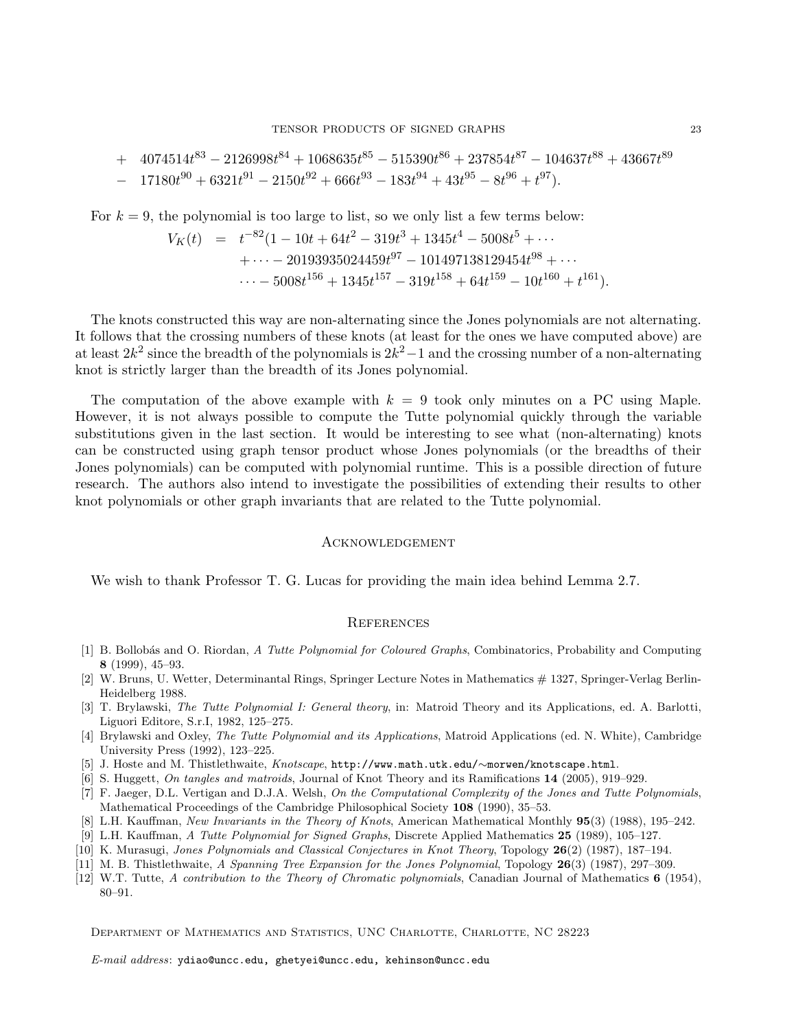$$
\begin{aligned}
&+ \quad 4074514t^{83} - 2126998t^{84} + 1068635t^{85} - 515390t^{86} + 237854t^{87} - 104637t^{88} + 43667t^{89} \\
&- \quad 17180t^{90} + 6321t^{91} - 2150t^{92} + 666t^{93} - 183t^{94} + 43t^{95} - 8t^{96} + t^{97}).
\end{aligned}
$$

For $k = 9$, the polynomial is too large to list, so we only list a few terms below:

$$
\begin{aligned}
V_K(t) \quad = \quad & t^{-82}(1 - 10t + 64t^2 - 319t^3 + 1345t^4 - 5008t^5 + \cdots \\
& + \cdots - 20193935024459t^{97} - 101497138129454t^{98} + \cdots \\
& \cdots - 5008t^{156} + 1345t^{157} - 319t^{158} + 64t^{159} - 10t^{160} + t^{161}).
\end{aligned}
$$

The knots constructed this way are non-alternating since the Jones polynomials are not alternating. It follows that the crossing numbers of these knots (at least for the ones we have computed above) are at least $2k^2$ since the breadth of the polynomials is $2k^2 - 1$ and the crossing number of a non-alternating knot is strictly larger than the breadth of its Jones polynomial.

The computation of the above example with $k = 9$ took only minutes on a PC using Maple. However, it is not always possible to compute the Tutte polynomial quickly through the variable substitutions given in the last section. It would be interesting to see what (non-alternating) knots can be constructed using graph tensor product whose Jones polynomials (or the breadths of their Jones polynomials) can be computed with polynomial runtime. This is a possible direction of future research. The authors also intend to investigate the possibilities of extending their results to other knot polynomials or other graph invariants that are related to the Tutte polynomial.

## Acknowledgement

We wish to thank Professor T. G. Lucas for providing the main idea behind Lemma 2.7.

## References

[1] B. Bollobás and O. Riordan, *A Tutte Polynomial for Coloured Graphs*, Combinatorics, Probability and Computing **8** (1999), 45–93.

[2] W. Bruns, U. Wetter, Determinantal Rings, Springer Lecture Notes in Mathematics # 1327, Springer-Verlag Berlin-Heidelberg 1988.

[3] T. Brylawski, *The Tutte Polynomial I: General theory*, in: Matroid Theory and its Applications, ed. A. Barlotti, Liguori Editore, S.r.I, 1982, 125–275.

[4] Brylawski and Oxley, *The Tutte Polynomial and its Applications*, Matroid Applications (ed. N. White), Cambridge University Press (1992), 123–225.

[5] J. Hoste and M. Thistlethwaite, *Knotscape*, `http://www.math.utk.edu/∼morwen/knotscape.html`.

[6] S. Huggett, *On tangles and matroids*, Journal of Knot Theory and its Ramifications **14** (2005), 919–929.

[7] F. Jaeger, D.L. Vertigan and D.J.A. Welsh, *On the Computational Complexity of the Jones and Tutte Polynomials*, Mathematical Proceedings of the Cambridge Philosophical Society **108** (1990), 35–53.

[8] L.H. Kauffman, *New Invariants in the Theory of Knots*, American Mathematical Monthly **95**(3) (1988), 195–242.

[9] L.H. Kauffman, *A Tutte Polynomial for Signed Graphs*, Discrete Applied Mathematics **25** (1989), 105–127.

[10] K. Murasugi, *Jones Polynomials and Classical Conjectures in Knot Theory*, Topology **26**(2) (1987), 187–194.

[11] M. B. Thistlethwaite, *A Spanning Tree Expansion for the Jones Polynomial*, Topology **26**(3) (1987), 297–309.

[12] W.T. Tutte, *A contribution to the Theory of Chromatic polynomials*, Canadian Journal of Mathematics **6** (1954), 80–91.

Department of Mathematics and Statistics, UNC Charlotte, Charlotte, NC 28223

*E-mail address*: `ydiao@uncc.edu, ghetyei@uncc.edu, kehinson@uncc.edu`